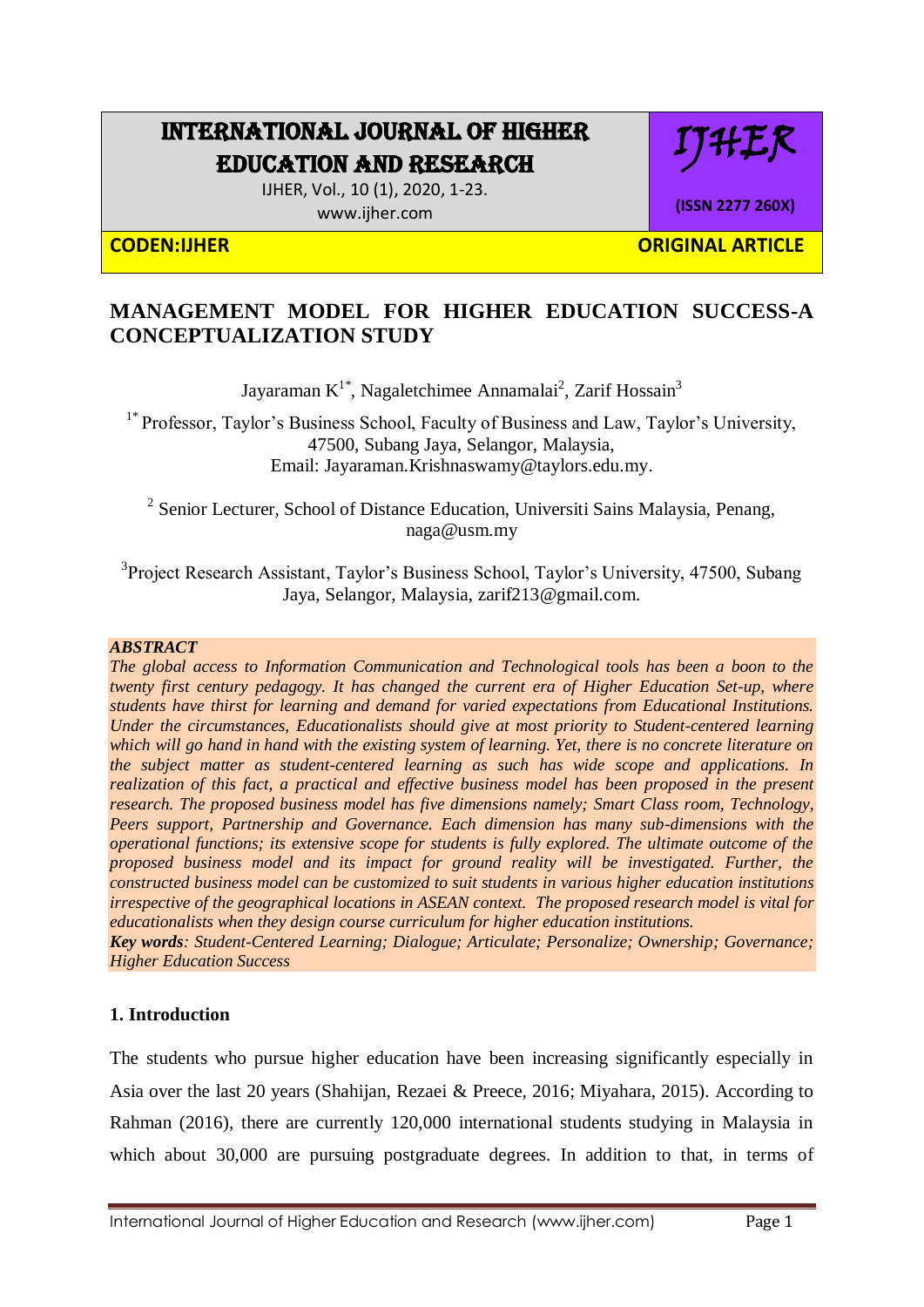# MANAGEMENT MODEL FOR HIGHER EDUCATION SUCCESS-A CONCEPTUALIZATION STUDY

Jayaraman K[1*], Nagaletchimee Annamalai[2], Zarif Hossain[3]

[1*] Professor, Taylor's Business School, Faculty of Business and Law, Taylor's University, 47500, Subang Jaya, Selangor, Malaysia, Email: Jayaraman.Krishnaswamy@taylors.edu.my.

[2] Senior Lecturer, School of Distance Education, Universiti Sains Malaysia, Penang, naga@usm.my

[3] Project Research Assistant, Taylor's Business School, Taylor's University, 47500, Subang Jaya, Selangor, Malaysia, zarif213@gmail.com.

***ABSTRACT***

*The global access to Information Communication and Technological tools has been a boon to the twenty first century pedagogy. It has changed the current era of Higher Education Set-up, where students have thirst for learning and demand for varied expectations from Educational Institutions. Under the circumstances, Educationalists should give at most priority to Student-centered learning which will go hand in hand with the existing system of learning. Yet, there is no concrete literature on the subject matter as student-centered learning as such has wide scope and applications. In realization of this fact, a practical and effective business model has been proposed in the present research. The proposed business model has five dimensions namely; Smart Class room, Technology, Peers support, Partnership and Governance. Each dimension has many sub-dimensions with the operational functions; its extensive scope for students is fully explored. The ultimate outcome of the proposed business model and its impact for ground reality will be investigated. Further, the constructed business model can be customized to suit students in various higher education institutions irrespective of the geographical locations in ASEAN context. The proposed research model is vital for educationalists when they design course curriculum for higher education institutions.*

***Key words****: Student-Centered Learning; Dialogue; Articulate; Personalize; Ownership; Governance; Higher Education Success*

## 1. Introduction

The students who pursue higher education have been increasing significantly especially in Asia over the last 20 years (Shahijan, Rezaei & Preece, 2016; Miyahara, 2015). According to Rahman (2016), there are currently 120,000 international students studying in Malaysia in which about 30,000 are pursuing postgraduate degrees. In addition to that, in terms of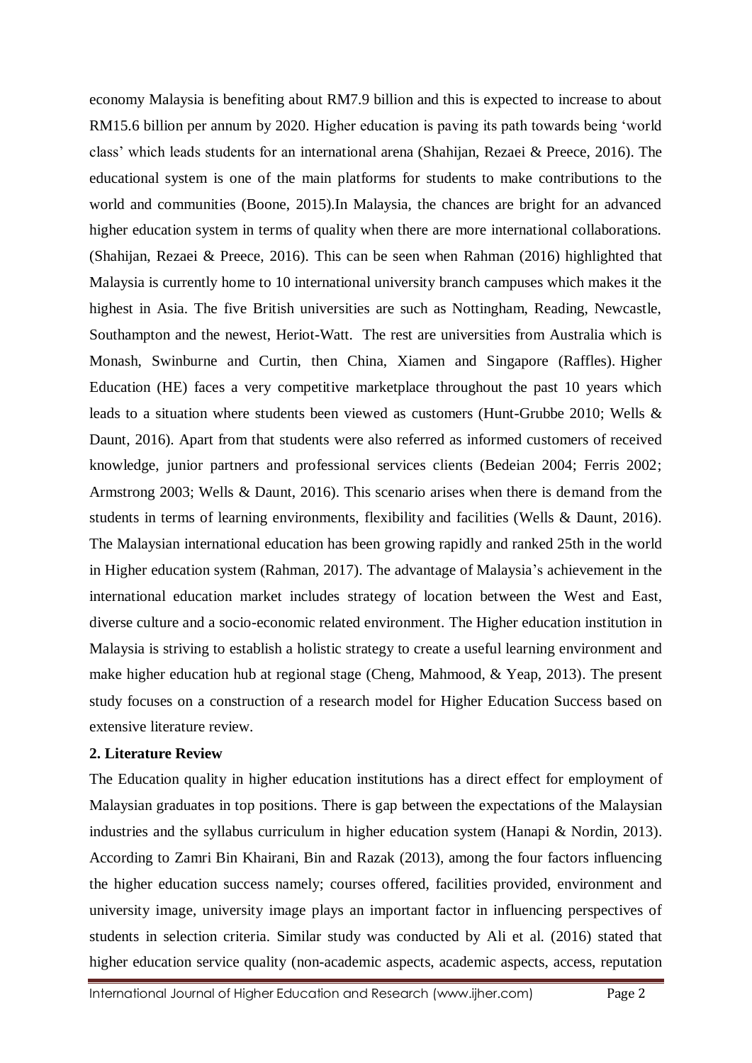economy Malaysia is benefiting about RM7.9 billion and this is expected to increase to about RM15.6 billion per annum by 2020. Higher education is paving its path towards being 'world class' which leads students for an international arena (Shahijan, Rezaei & Preece, 2016). The educational system is one of the main platforms for students to make contributions to the world and communities (Boone, 2015).In Malaysia, the chances are bright for an advanced higher education system in terms of quality when there are more international collaborations. (Shahijan, Rezaei & Preece, 2016). This can be seen when Rahman (2016) highlighted that Malaysia is currently home to 10 international university branch campuses which makes it the highest in Asia. The five British universities are such as Nottingham, Reading, Newcastle, Southampton and the newest, Heriot-Watt. The rest are universities from Australia which is Monash, Swinburne and Curtin, then China, Xiamen and Singapore (Raffles). Higher Education (HE) faces a very competitive marketplace throughout the past 10 years which leads to a situation where students been viewed as customers (Hunt-Grubbe 2010; Wells & Daunt, 2016). Apart from that students were also referred as informed customers of received knowledge, junior partners and professional services clients (Bedeian 2004; Ferris 2002; Armstrong 2003; Wells & Daunt, 2016). This scenario arises when there is demand from the students in terms of learning environments, flexibility and facilities (Wells & Daunt, 2016). The Malaysian international education has been growing rapidly and ranked 25th in the world in Higher education system (Rahman, 2017). The advantage of Malaysia's achievement in the international education market includes strategy of location between the West and East, diverse culture and a socio-economic related environment. The Higher education institution in Malaysia is striving to establish a holistic strategy to create a useful learning environment and make higher education hub at regional stage (Cheng, Mahmood, & Yeap, 2013). The present study focuses on a construction of a research model for Higher Education Success based on extensive literature review.

## 2. Literature Review

The Education quality in higher education institutions has a direct effect for employment of Malaysian graduates in top positions. There is gap between the expectations of the Malaysian industries and the syllabus curriculum in higher education system (Hanapi & Nordin, 2013). According to Zamri Bin Khairani, Bin and Razak (2013), among the four factors influencing the higher education success namely; courses offered, facilities provided, environment and university image, university image plays an important factor in influencing perspectives of students in selection criteria. Similar study was conducted by Ali et al. (2016) stated that higher education service quality (non-academic aspects, academic aspects, access, reputation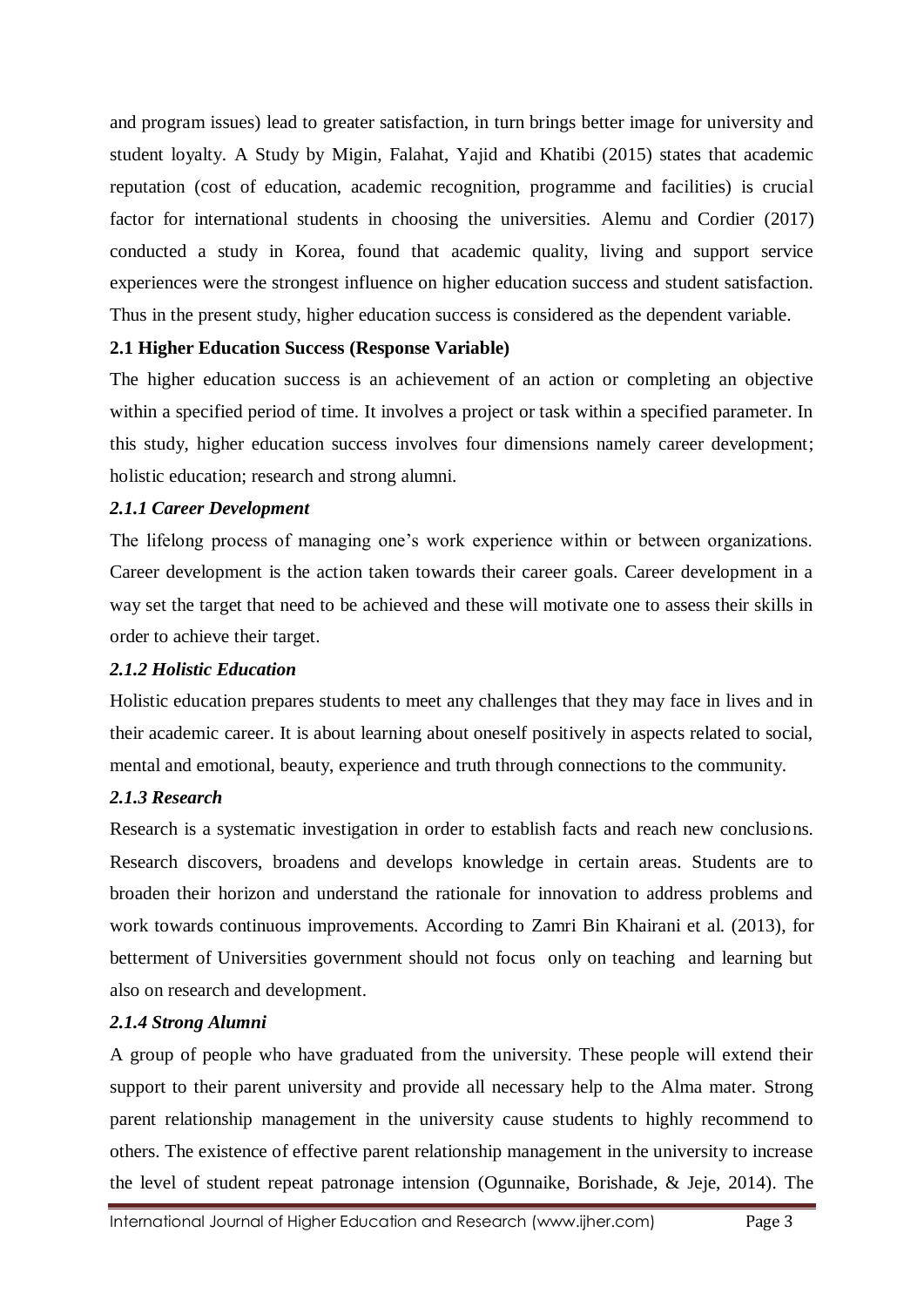and program issues) lead to greater satisfaction, in turn brings better image for university and student loyalty. A Study by Migin, Falahat, Yajid and Khatibi (2015) states that academic reputation (cost of education, academic recognition, programme and facilities) is crucial factor for international students in choosing the universities. Alemu and Cordier (2017) conducted a study in Korea, found that academic quality, living and support service experiences were the strongest influence on higher education success and student satisfaction. Thus in the present study, higher education success is considered as the dependent variable.

## 2.1 Higher Education Success (Response Variable)

The higher education success is an achievement of an action or completing an objective within a specified period of time. It involves a project or task within a specified parameter. In this study, higher education success involves four dimensions namely career development; holistic education; research and strong alumni.

### *2.1.1 Career Development*

The lifelong process of managing one's work experience within or between organizations. Career development is the action taken towards their career goals. Career development in a way set the target that need to be achieved and these will motivate one to assess their skills in order to achieve their target.

### *2.1.2 Holistic Education*

Holistic education prepares students to meet any challenges that they may face in lives and in their academic career. It is about learning about oneself positively in aspects related to social, mental and emotional, beauty, experience and truth through connections to the community.

### *2.1.3 Research*

Research is a systematic investigation in order to establish facts and reach new conclusions. Research discovers, broadens and develops knowledge in certain areas. Students are to broaden their horizon and understand the rationale for innovation to address problems and work towards continuous improvements. According to Zamri Bin Khairani et al. (2013), for betterment of Universities government should not focus only on teaching and learning but also on research and development.

### *2.1.4 Strong Alumni*

A group of people who have graduated from the university. These people will extend their support to their parent university and provide all necessary help to the Alma mater. Strong parent relationship management in the university cause students to highly recommend to others. The existence of effective parent relationship management in the university to increase the level of student repeat patronage intension (Ogunnaike, Borishade, & Jeje, 2014). The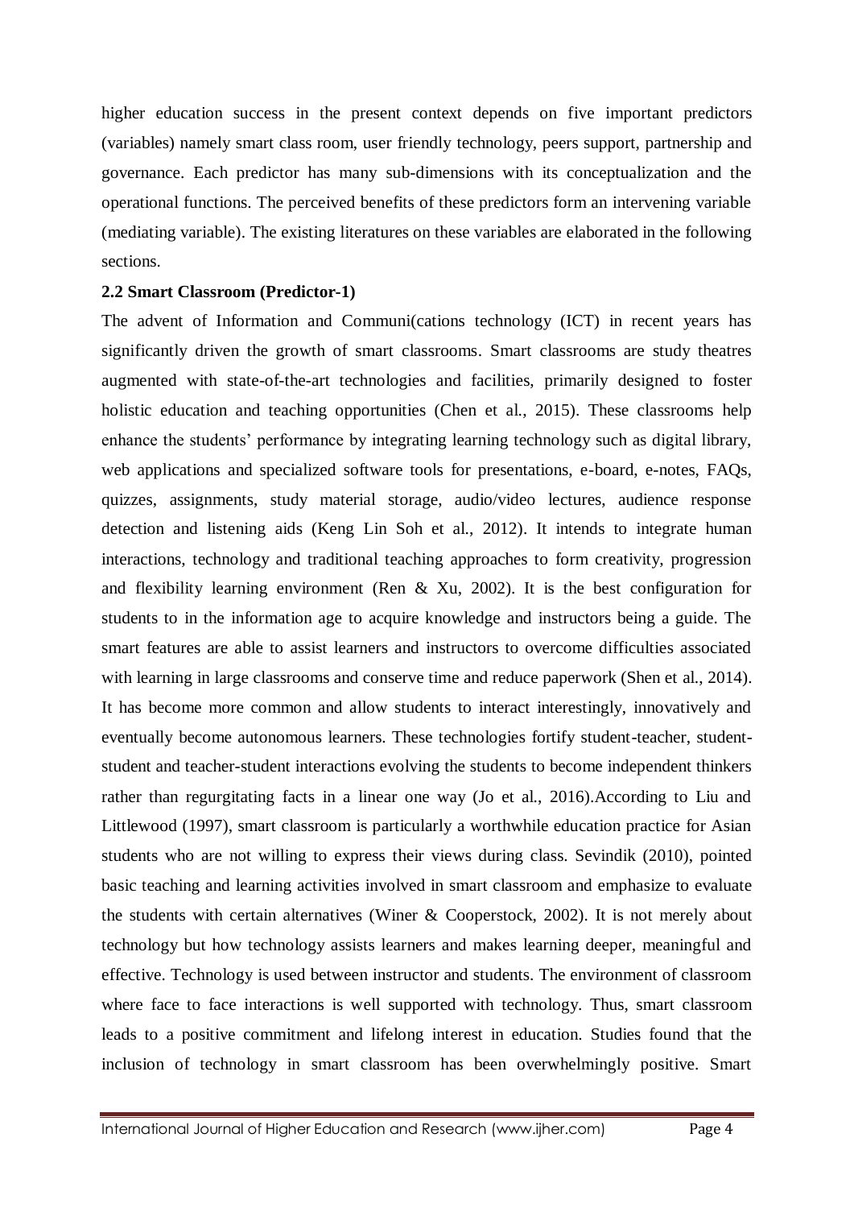higher education success in the present context depends on five important predictors (variables) namely smart class room, user friendly technology, peers support, partnership and governance. Each predictor has many sub-dimensions with its conceptualization and the operational functions. The perceived benefits of these predictors form an intervening variable (mediating variable). The existing literatures on these variables are elaborated in the following sections.

### 2.2 Smart Classroom (Predictor-1)

The advent of Information and Communi(cations technology (ICT) in recent years has significantly driven the growth of smart classrooms. Smart classrooms are study theatres augmented with state-of-the-art technologies and facilities, primarily designed to foster holistic education and teaching opportunities (Chen et al., 2015). These classrooms help enhance the students' performance by integrating learning technology such as digital library, web applications and specialized software tools for presentations, e-board, e-notes, FAQs, quizzes, assignments, study material storage, audio/video lectures, audience response detection and listening aids (Keng Lin Soh et al., 2012). It intends to integrate human interactions, technology and traditional teaching approaches to form creativity, progression and flexibility learning environment (Ren & Xu, 2002). It is the best configuration for students to in the information age to acquire knowledge and instructors being a guide. The smart features are able to assist learners and instructors to overcome difficulties associated with learning in large classrooms and conserve time and reduce paperwork (Shen et al., 2014). It has become more common and allow students to interact interestingly, innovatively and eventually become autonomous learners. These technologies fortify student-teacher, student-student and teacher-student interactions evolving the students to become independent thinkers rather than regurgitating facts in a linear one way (Jo et al., 2016).According to Liu and Littlewood (1997), smart classroom is particularly a worthwhile education practice for Asian students who are not willing to express their views during class. Sevindik (2010), pointed basic teaching and learning activities involved in smart classroom and emphasize to evaluate the students with certain alternatives (Winer & Cooperstock, 2002). It is not merely about technology but how technology assists learners and makes learning deeper, meaningful and effective. Technology is used between instructor and students. The environment of classroom where face to face interactions is well supported with technology. Thus, smart classroom leads to a positive commitment and lifelong interest in education. Studies found that the inclusion of technology in smart classroom has been overwhelmingly positive. Smart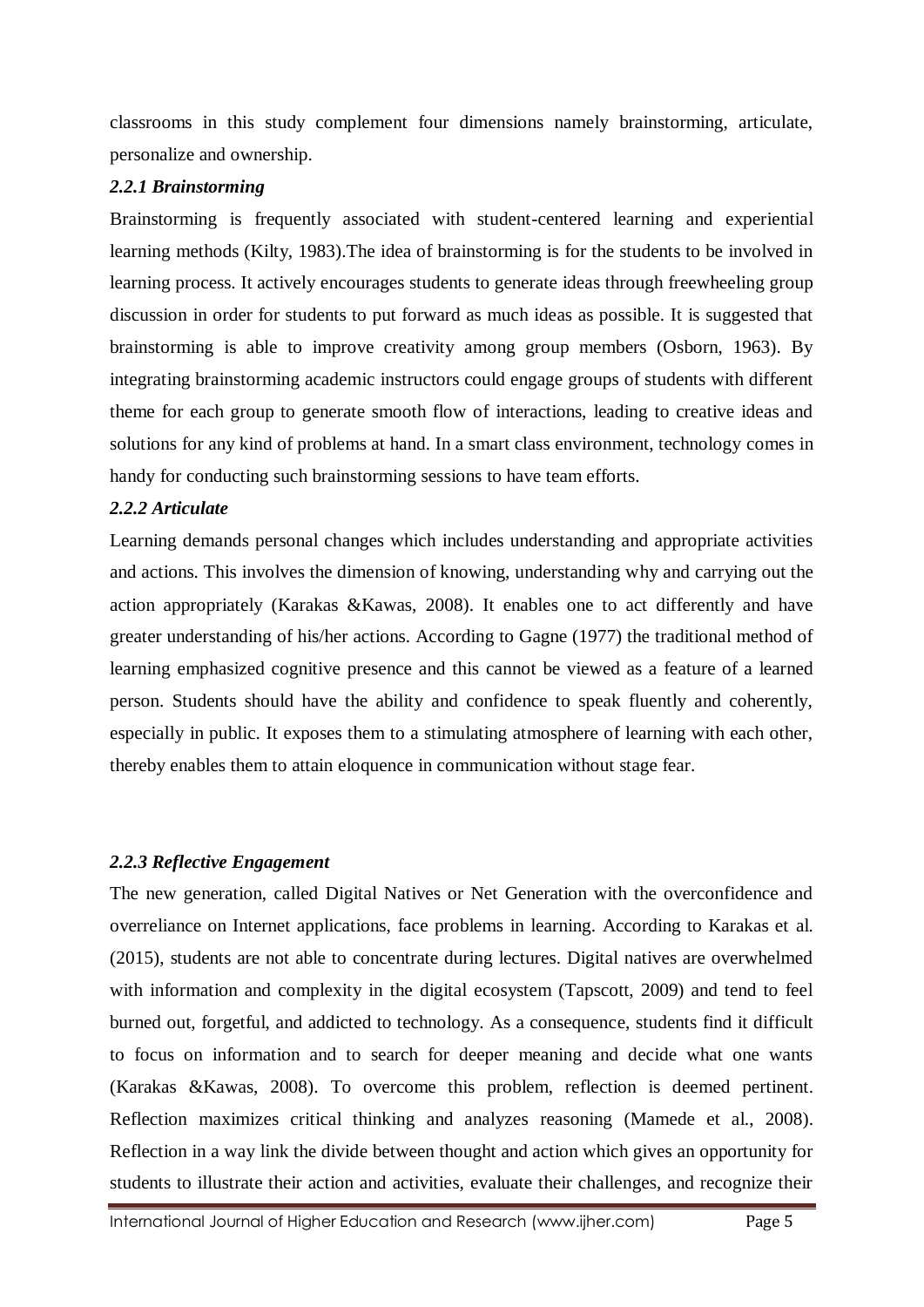classrooms in this study complement four dimensions namely brainstorming, articulate, personalize and ownership.

### *2.2.1 Brainstorming*

Brainstorming is frequently associated with student-centered learning and experiential learning methods (Kilty, 1983).The idea of brainstorming is for the students to be involved in learning process. It actively encourages students to generate ideas through freewheeling group discussion in order for students to put forward as much ideas as possible. It is suggested that brainstorming is able to improve creativity among group members (Osborn, 1963). By integrating brainstorming academic instructors could engage groups of students with different theme for each group to generate smooth flow of interactions, leading to creative ideas and solutions for any kind of problems at hand. In a smart class environment, technology comes in handy for conducting such brainstorming sessions to have team efforts.

### *2.2.2 Articulate*

Learning demands personal changes which includes understanding and appropriate activities and actions. This involves the dimension of knowing, understanding why and carrying out the action appropriately (Karakas &Kawas, 2008). It enables one to act differently and have greater understanding of his/her actions. According to Gagne (1977) the traditional method of learning emphasized cognitive presence and this cannot be viewed as a feature of a learned person. Students should have the ability and confidence to speak fluently and coherently, especially in public. It exposes them to a stimulating atmosphere of learning with each other, thereby enables them to attain eloquence in communication without stage fear.

### *2.2.3 Reflective Engagement*

The new generation, called Digital Natives or Net Generation with the overconfidence and overreliance on Internet applications, face problems in learning. According to Karakas et al. (2015), students are not able to concentrate during lectures. Digital natives are overwhelmed with information and complexity in the digital ecosystem (Tapscott, 2009) and tend to feel burned out, forgetful, and addicted to technology. As a consequence, students find it difficult to focus on information and to search for deeper meaning and decide what one wants (Karakas &Kawas, 2008). To overcome this problem, reflection is deemed pertinent. Reflection maximizes critical thinking and analyzes reasoning (Mamede et al., 2008). Reflection in a way link the divide between thought and action which gives an opportunity for students to illustrate their action and activities, evaluate their challenges, and recognize their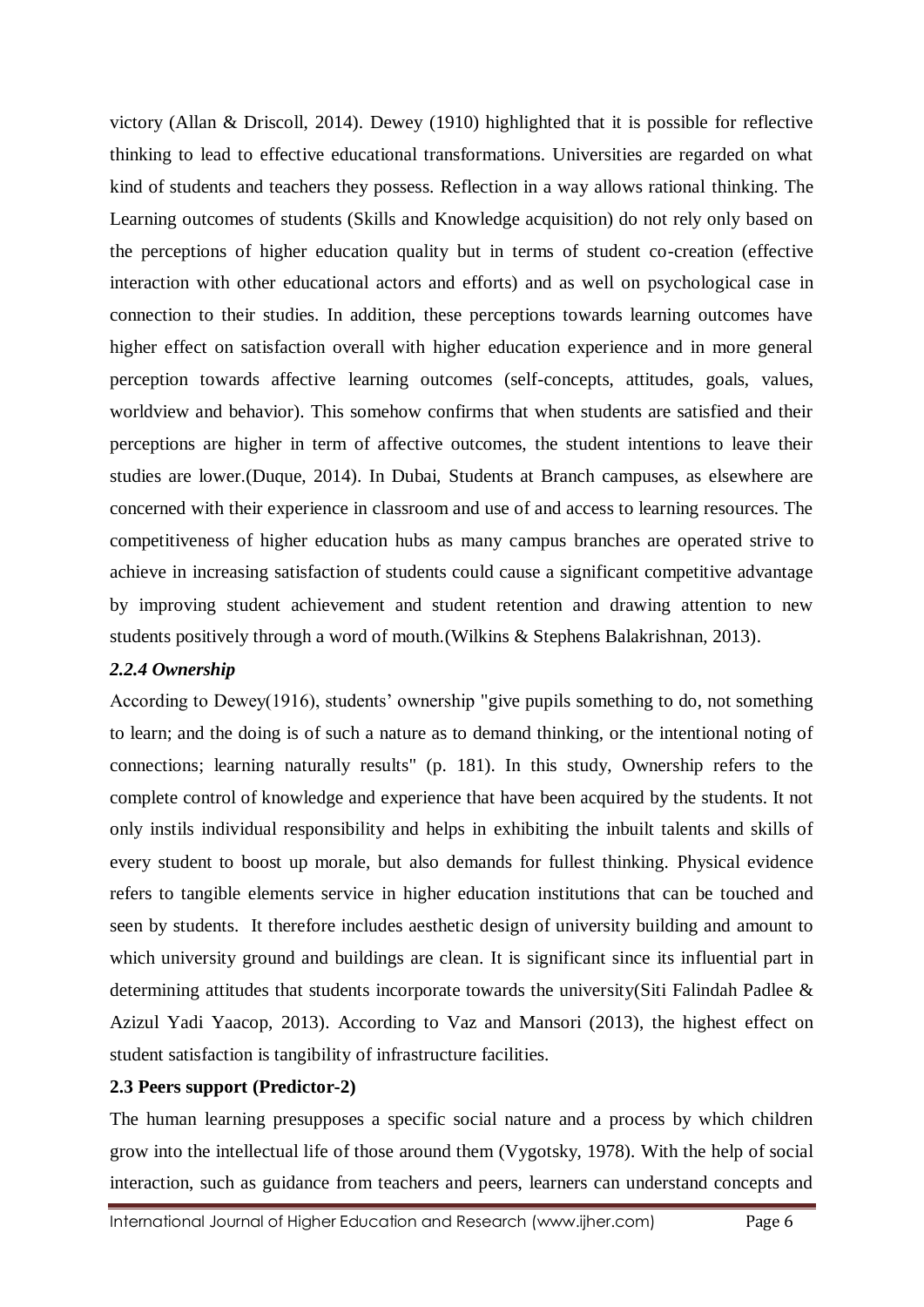victory (Allan & Driscoll, 2014). Dewey (1910) highlighted that it is possible for reflective thinking to lead to effective educational transformations. Universities are regarded on what kind of students and teachers they possess. Reflection in a way allows rational thinking. The Learning outcomes of students (Skills and Knowledge acquisition) do not rely only based on the perceptions of higher education quality but in terms of student co-creation (effective interaction with other educational actors and efforts) and as well on psychological case in connection to their studies. In addition, these perceptions towards learning outcomes have higher effect on satisfaction overall with higher education experience and in more general perception towards affective learning outcomes (self-concepts, attitudes, goals, values, worldview and behavior). This somehow confirms that when students are satisfied and their perceptions are higher in term of affective outcomes, the student intentions to leave their studies are lower.(Duque, 2014). In Dubai, Students at Branch campuses, as elsewhere are concerned with their experience in classroom and use of and access to learning resources. The competitiveness of higher education hubs as many campus branches are operated strive to achieve in increasing satisfaction of students could cause a significant competitive advantage by improving student achievement and student retention and drawing attention to new students positively through a word of mouth.(Wilkins & Stephens Balakrishnan, 2013).

### *2.2.4 Ownership*

According to Dewey(1916), students' ownership "give pupils something to do, not something to learn; and the doing is of such a nature as to demand thinking, or the intentional noting of connections; learning naturally results" (p. 181). In this study, Ownership refers to the complete control of knowledge and experience that have been acquired by the students. It not only instils individual responsibility and helps in exhibiting the inbuilt talents and skills of every student to boost up morale, but also demands for fullest thinking. Physical evidence refers to tangible elements service in higher education institutions that can be touched and seen by students. It therefore includes aesthetic design of university building and amount to which university ground and buildings are clean. It is significant since its influential part in determining attitudes that students incorporate towards the university(Siti Falindah Padlee & Azizul Yadi Yaacop, 2013). According to Vaz and Mansori (2013), the highest effect on student satisfaction is tangibility of infrastructure facilities.

## **2.3 Peers support (Predictor-2)**

The human learning presupposes a specific social nature and a process by which children grow into the intellectual life of those around them (Vygotsky, 1978). With the help of social interaction, such as guidance from teachers and peers, learners can understand concepts and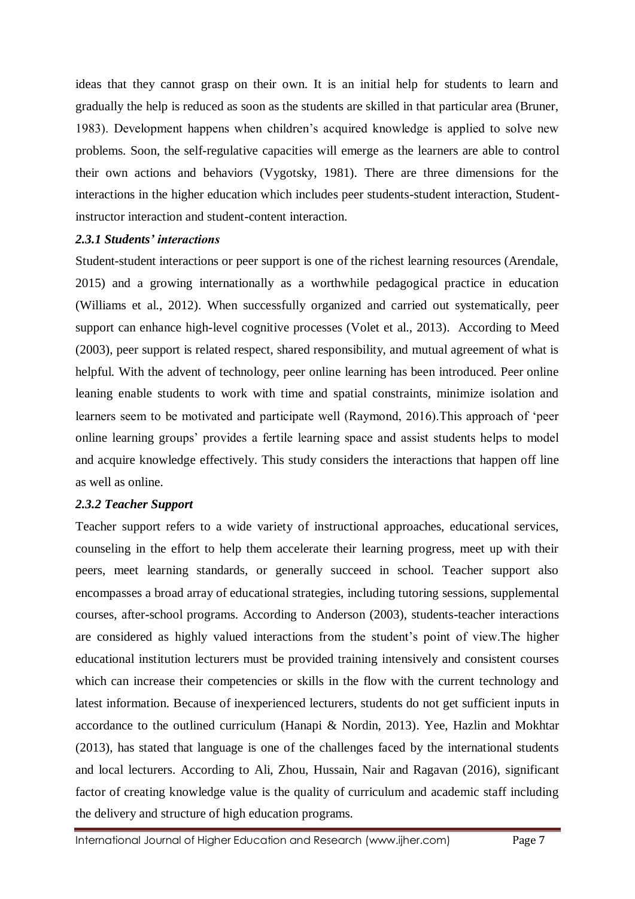ideas that they cannot grasp on their own. It is an initial help for students to learn and gradually the help is reduced as soon as the students are skilled in that particular area (Bruner, 1983). Development happens when children's acquired knowledge is applied to solve new problems. Soon, the self-regulative capacities will emerge as the learners are able to control their own actions and behaviors (Vygotsky, 1981). There are three dimensions for the interactions in the higher education which includes peer students-student interaction, Student-instructor interaction and student-content interaction.

### *2.3.1 Students' interactions*

Student-student interactions or peer support is one of the richest learning resources (Arendale, 2015) and a growing internationally as a worthwhile pedagogical practice in education (Williams et al., 2012). When successfully organized and carried out systematically, peer support can enhance high-level cognitive processes (Volet et al., 2013). According to Meed (2003), peer support is related respect, shared responsibility, and mutual agreement of what is helpful. With the advent of technology, peer online learning has been introduced. Peer online leaning enable students to work with time and spatial constraints, minimize isolation and learners seem to be motivated and participate well (Raymond, 2016).This approach of 'peer online learning groups' provides a fertile learning space and assist students helps to model and acquire knowledge effectively. This study considers the interactions that happen off line as well as online.

### *2.3.2 Teacher Support*

Teacher support refers to a wide variety of instructional approaches, educational services, counseling in the effort to help them accelerate their learning progress, meet up with their peers, meet learning standards, or generally succeed in school. Teacher support also encompasses a broad array of educational strategies, including tutoring sessions, supplemental courses, after-school programs. According to Anderson (2003), students-teacher interactions are considered as highly valued interactions from the student's point of view.The higher educational institution lecturers must be provided training intensively and consistent courses which can increase their competencies or skills in the flow with the current technology and latest information. Because of inexperienced lecturers, students do not get sufficient inputs in accordance to the outlined curriculum (Hanapi & Nordin, 2013). Yee, Hazlin and Mokhtar (2013), has stated that language is one of the challenges faced by the international students and local lecturers. According to Ali, Zhou, Hussain, Nair and Ragavan (2016), significant factor of creating knowledge value is the quality of curriculum and academic staff including the delivery and structure of high education programs.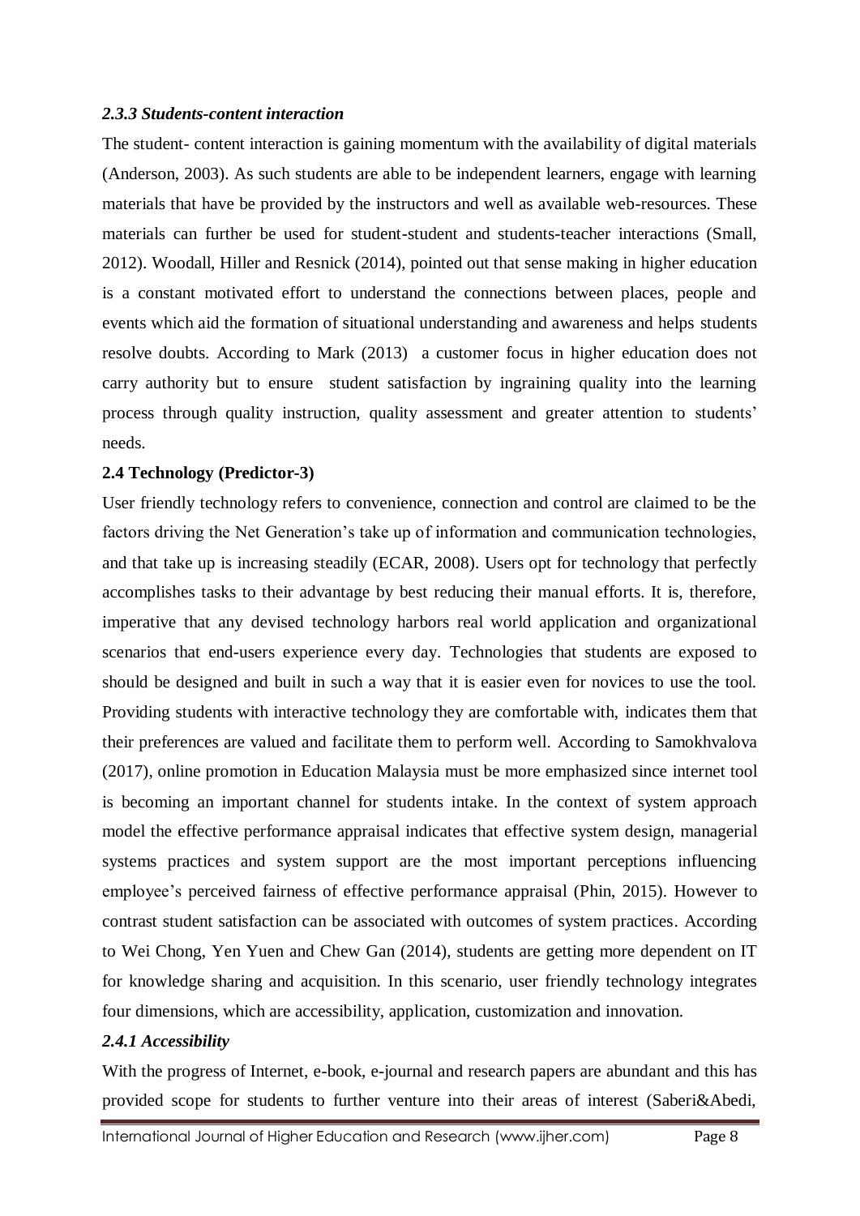### *2.3.3 Students-content interaction*

The student- content interaction is gaining momentum with the availability of digital materials (Anderson, 2003). As such students are able to be independent learners, engage with learning materials that have be provided by the instructors and well as available web-resources. These materials can further be used for student-student and students-teacher interactions (Small, 2012). Woodall, Hiller and Resnick (2014), pointed out that sense making in higher education is a constant motivated effort to understand the connections between places, people and events which aid the formation of situational understanding and awareness and helps students resolve doubts. According to Mark (2013) a customer focus in higher education does not carry authority but to ensure student satisfaction by ingraining quality into the learning process through quality instruction, quality assessment and greater attention to students' needs.

## 2.4 Technology (Predictor-3)

User friendly technology refers to convenience, connection and control are claimed to be the factors driving the Net Generation's take up of information and communication technologies, and that take up is increasing steadily (ECAR, 2008). Users opt for technology that perfectly accomplishes tasks to their advantage by best reducing their manual efforts. It is, therefore, imperative that any devised technology harbors real world application and organizational scenarios that end-users experience every day. Technologies that students are exposed to should be designed and built in such a way that it is easier even for novices to use the tool. Providing students with interactive technology they are comfortable with, indicates them that their preferences are valued and facilitate them to perform well. According to Samokhvalova (2017), online promotion in Education Malaysia must be more emphasized since internet tool is becoming an important channel for students intake. In the context of system approach model the effective performance appraisal indicates that effective system design, managerial systems practices and system support are the most important perceptions influencing employee's perceived fairness of effective performance appraisal (Phin, 2015). However to contrast student satisfaction can be associated with outcomes of system practices. According to Wei Chong, Yen Yuen and Chew Gan (2014), students are getting more dependent on IT for knowledge sharing and acquisition. In this scenario, user friendly technology integrates four dimensions, which are accessibility, application, customization and innovation.

### *2.4.1 Accessibility*

With the progress of Internet, e-book, e-journal and research papers are abundant and this has provided scope for students to further venture into their areas of interest (Saberi&Abedi,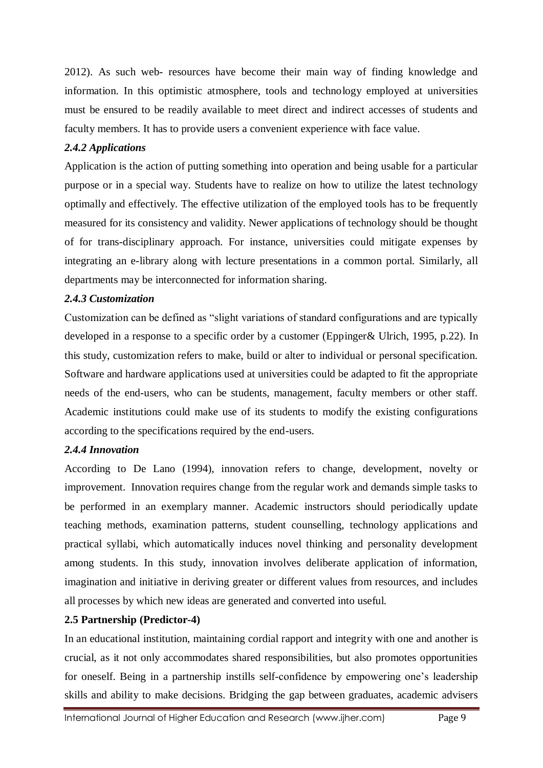2012). As such web- resources have become their main way of finding knowledge and information. In this optimistic atmosphere, tools and technology employed at universities must be ensured to be readily available to meet direct and indirect accesses of students and faculty members. It has to provide users a convenient experience with face value.

#### *2.4.2 Applications*

Application is the action of putting something into operation and being usable for a particular purpose or in a special way. Students have to realize on how to utilize the latest technology optimally and effectively. The effective utilization of the employed tools has to be frequently measured for its consistency and validity. Newer applications of technology should be thought of for trans-disciplinary approach. For instance, universities could mitigate expenses by integrating an e-library along with lecture presentations in a common portal. Similarly, all departments may be interconnected for information sharing.

#### *2.4.3 Customization*

Customization can be defined as "slight variations of standard configurations and are typically developed in a response to a specific order by a customer (Eppinger& Ulrich, 1995, p.22). In this study, customization refers to make, build or alter to individual or personal specification. Software and hardware applications used at universities could be adapted to fit the appropriate needs of the end-users, who can be students, management, faculty members or other staff. Academic institutions could make use of its students to modify the existing configurations according to the specifications required by the end-users.

#### *2.4.4 Innovation*

According to De Lano (1994), innovation refers to change, development, novelty or improvement. Innovation requires change from the regular work and demands simple tasks to be performed in an exemplary manner. Academic instructors should periodically update teaching methods, examination patterns, student counselling, technology applications and practical syllabi, which automatically induces novel thinking and personality development among students. In this study, innovation involves deliberate application of information, imagination and initiative in deriving greater or different values from resources, and includes all processes by which new ideas are generated and converted into useful.

### 2.5 Partnership (Predictor-4)

In an educational institution, maintaining cordial rapport and integrity with one and another is crucial, as it not only accommodates shared responsibilities, but also promotes opportunities for oneself. Being in a partnership instills self-confidence by empowering one's leadership skills and ability to make decisions. Bridging the gap between graduates, academic advisers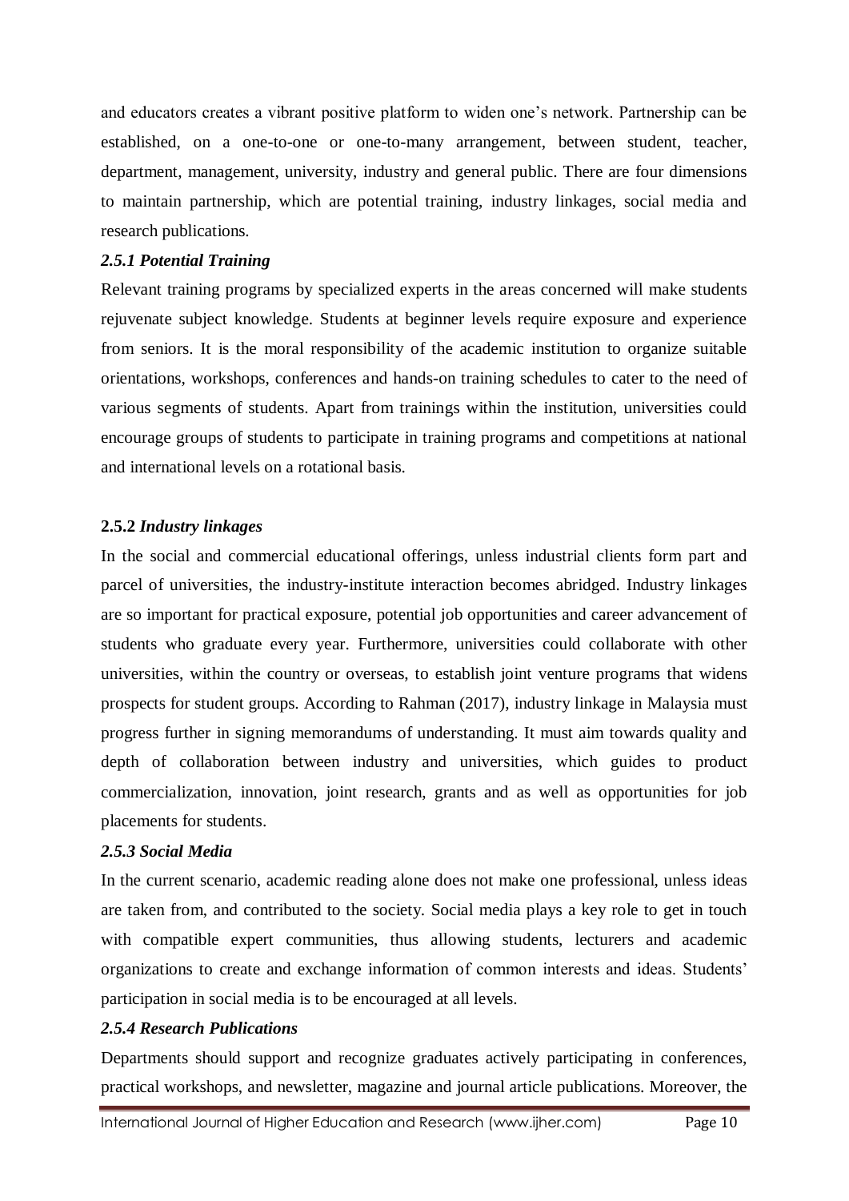and educators creates a vibrant positive platform to widen one's network. Partnership can be established, on a one-to-one or one-to-many arrangement, between student, teacher, department, management, university, industry and general public. There are four dimensions to maintain partnership, which are potential training, industry linkages, social media and research publications.

### *2.5.1 Potential Training*

Relevant training programs by specialized experts in the areas concerned will make students rejuvenate subject knowledge. Students at beginner levels require exposure and experience from seniors. It is the moral responsibility of the academic institution to organize suitable orientations, workshops, conferences and hands-on training schedules to cater to the need of various segments of students. Apart from trainings within the institution, universities could encourage groups of students to participate in training programs and competitions at national and international levels on a rotational basis.

### **2.5.2** *Industry linkages*

In the social and commercial educational offerings, unless industrial clients form part and parcel of universities, the industry-institute interaction becomes abridged. Industry linkages are so important for practical exposure, potential job opportunities and career advancement of students who graduate every year. Furthermore, universities could collaborate with other universities, within the country or overseas, to establish joint venture programs that widens prospects for student groups. According to Rahman (2017), industry linkage in Malaysia must progress further in signing memorandums of understanding. It must aim towards quality and depth of collaboration between industry and universities, which guides to product commercialization, innovation, joint research, grants and as well as opportunities for job placements for students.

### *2.5.3 Social Media*

In the current scenario, academic reading alone does not make one professional, unless ideas are taken from, and contributed to the society. Social media plays a key role to get in touch with compatible expert communities, thus allowing students, lecturers and academic organizations to create and exchange information of common interests and ideas. Students' participation in social media is to be encouraged at all levels.

### *2.5.4 Research Publications*

Departments should support and recognize graduates actively participating in conferences, practical workshops, and newsletter, magazine and journal article publications. Moreover, the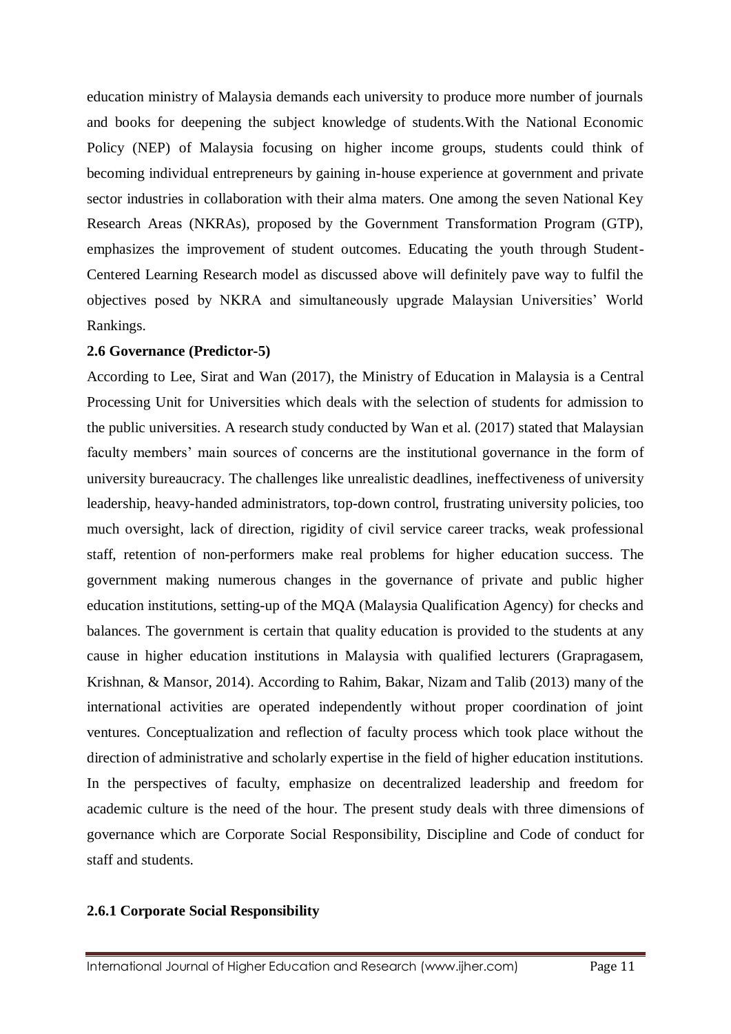education ministry of Malaysia demands each university to produce more number of journals and books for deepening the subject knowledge of students.With the National Economic Policy (NEP) of Malaysia focusing on higher income groups, students could think of becoming individual entrepreneurs by gaining in-house experience at government and private sector industries in collaboration with their alma maters. One among the seven National Key Research Areas (NKRAs), proposed by the Government Transformation Program (GTP), emphasizes the improvement of student outcomes. Educating the youth through Student-Centered Learning Research model as discussed above will definitely pave way to fulfil the objectives posed by NKRA and simultaneously upgrade Malaysian Universities' World Rankings.

### 2.6 Governance (Predictor-5)

According to Lee, Sirat and Wan (2017), the Ministry of Education in Malaysia is a Central Processing Unit for Universities which deals with the selection of students for admission to the public universities. A research study conducted by Wan et al. (2017) stated that Malaysian faculty members' main sources of concerns are the institutional governance in the form of university bureaucracy. The challenges like unrealistic deadlines, ineffectiveness of university leadership, heavy-handed administrators, top-down control, frustrating university policies, too much oversight, lack of direction, rigidity of civil service career tracks, weak professional staff, retention of non-performers make real problems for higher education success. The government making numerous changes in the governance of private and public higher education institutions, setting-up of the MQA (Malaysia Qualification Agency) for checks and balances. The government is certain that quality education is provided to the students at any cause in higher education institutions in Malaysia with qualified lecturers (Grapragasem, Krishnan, & Mansor, 2014). According to Rahim, Bakar, Nizam and Talib (2013) many of the international activities are operated independently without proper coordination of joint ventures. Conceptualization and reflection of faculty process which took place without the direction of administrative and scholarly expertise in the field of higher education institutions. In the perspectives of faculty, emphasize on decentralized leadership and freedom for academic culture is the need of the hour. The present study deals with three dimensions of governance which are Corporate Social Responsibility, Discipline and Code of conduct for staff and students.

#### 2.6.1 Corporate Social Responsibility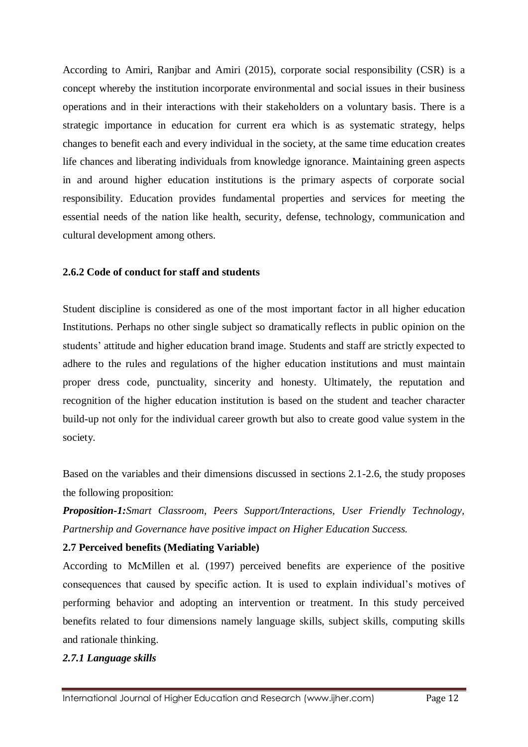According to Amiri, Ranjbar and Amiri (2015), corporate social responsibility (CSR) is a concept whereby the institution incorporate environmental and social issues in their business operations and in their interactions with their stakeholders on a voluntary basis. There is a strategic importance in education for current era which is as systematic strategy, helps changes to benefit each and every individual in the society, at the same time education creates life chances and liberating individuals from knowledge ignorance. Maintaining green aspects in and around higher education institutions is the primary aspects of corporate social responsibility. Education provides fundamental properties and services for meeting the essential needs of the nation like health, security, defense, technology, communication and cultural development among others.

### 2.6.2 Code of conduct for staff and students

Student discipline is considered as one of the most important factor in all higher education Institutions. Perhaps no other single subject so dramatically reflects in public opinion on the students' attitude and higher education brand image. Students and staff are strictly expected to adhere to the rules and regulations of the higher education institutions and must maintain proper dress code, punctuality, sincerity and honesty. Ultimately, the reputation and recognition of the higher education institution is based on the student and teacher character build-up not only for the individual career growth but also to create good value system in the society.

Based on the variables and their dimensions discussed in sections 2.1-2.6, the study proposes the following proposition:

***Proposition-1:****Smart Classroom, Peers Support/Interactions, User Friendly Technology, Partnership and Governance have positive impact on Higher Education Success.*

### 2.7 Perceived benefits (Mediating Variable)

According to McMillen et al. (1997) perceived benefits are experience of the positive consequences that caused by specific action. It is used to explain individual's motives of performing behavior and adopting an intervention or treatment. In this study perceived benefits related to four dimensions namely language skills, subject skills, computing skills and rationale thinking.

#### *2.7.1 Language skills*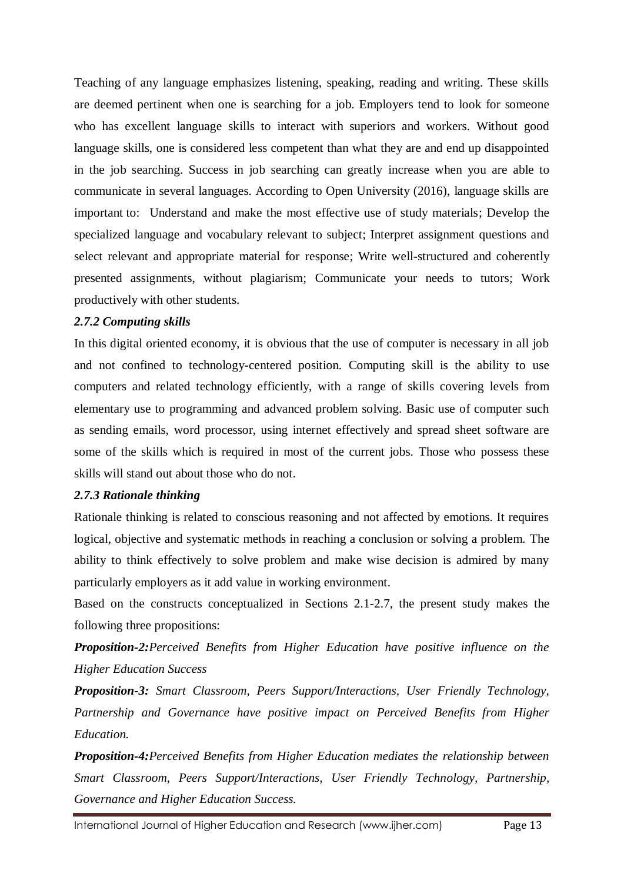Teaching of any language emphasizes listening, speaking, reading and writing. These skills are deemed pertinent when one is searching for a job. Employers tend to look for someone who has excellent language skills to interact with superiors and workers. Without good language skills, one is considered less competent than what they are and end up disappointed in the job searching. Success in job searching can greatly increase when you are able to communicate in several languages. According to Open University (2016), language skills are important to: Understand and make the most effective use of study materials; Develop the specialized language and vocabulary relevant to subject; Interpret assignment questions and select relevant and appropriate material for response; Write well-structured and coherently presented assignments, without plagiarism; Communicate your needs to tutors; Work productively with other students.

### *2.7.2 Computing skills*

In this digital oriented economy, it is obvious that the use of computer is necessary in all job and not confined to technology-centered position. Computing skill is the ability to use computers and related technology efficiently, with a range of skills covering levels from elementary use to programming and advanced problem solving. Basic use of computer such as sending emails, word processor, using internet effectively and spread sheet software are some of the skills which is required in most of the current jobs. Those who possess these skills will stand out about those who do not.

### *2.7.3 Rationale thinking*

Rationale thinking is related to conscious reasoning and not affected by emotions. It requires logical, objective and systematic methods in reaching a conclusion or solving a problem. The ability to think effectively to solve problem and make wise decision is admired by many particularly employers as it add value in working environment.

Based on the constructs conceptualized in Sections 2.1-2.7, the present study makes the following three propositions:

***Proposition-2:****Perceived Benefits from Higher Education have positive influence on the Higher Education Success*

***Proposition-3:*** *Smart Classroom, Peers Support/Interactions, User Friendly Technology, Partnership and Governance have positive impact on Perceived Benefits from Higher Education.*

***Proposition-4:****Perceived Benefits from Higher Education mediates the relationship between Smart Classroom, Peers Support/Interactions, User Friendly Technology, Partnership, Governance and Higher Education Success.*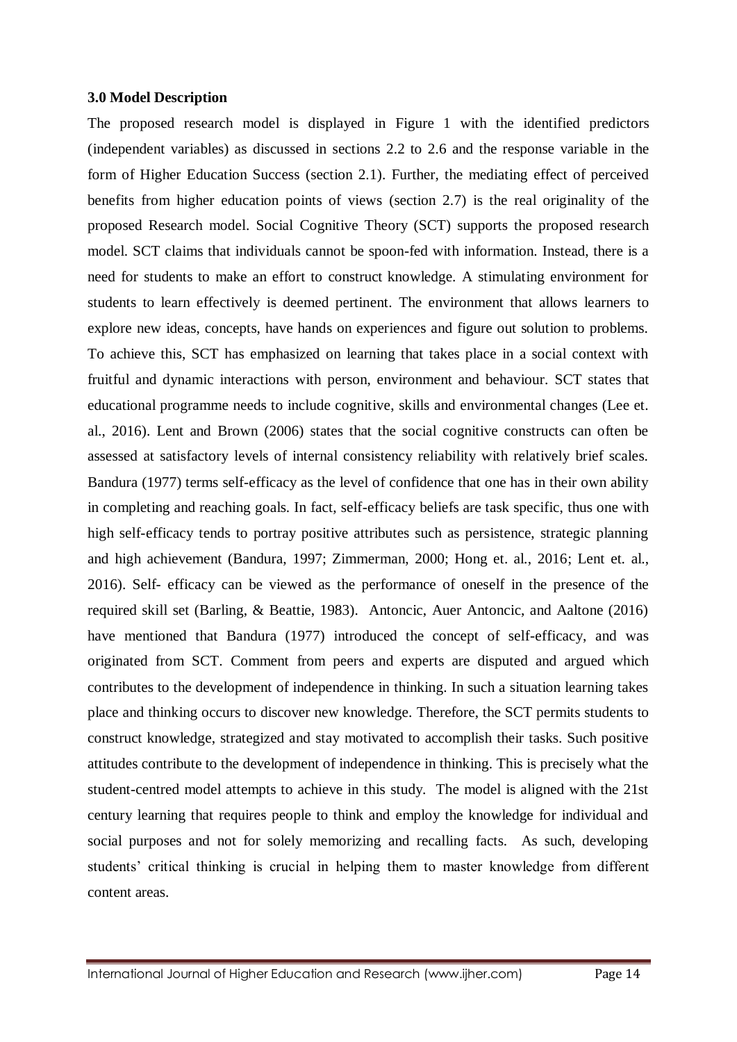### 3.0 Model Description

The proposed research model is displayed in Figure 1 with the identified predictors (independent variables) as discussed in sections 2.2 to 2.6 and the response variable in the form of Higher Education Success (section 2.1). Further, the mediating effect of perceived benefits from higher education points of views (section 2.7) is the real originality of the proposed Research model. Social Cognitive Theory (SCT) supports the proposed research model. SCT claims that individuals cannot be spoon-fed with information. Instead, there is a need for students to make an effort to construct knowledge. A stimulating environment for students to learn effectively is deemed pertinent. The environment that allows learners to explore new ideas, concepts, have hands on experiences and figure out solution to problems. To achieve this, SCT has emphasized on learning that takes place in a social context with fruitful and dynamic interactions with person, environment and behaviour. SCT states that educational programme needs to include cognitive, skills and environmental changes (Lee et. al., 2016). Lent and Brown (2006) states that the social cognitive constructs can often be assessed at satisfactory levels of internal consistency reliability with relatively brief scales. Bandura (1977) terms self-efficacy as the level of confidence that one has in their own ability in completing and reaching goals. In fact, self-efficacy beliefs are task specific, thus one with high self-efficacy tends to portray positive attributes such as persistence, strategic planning and high achievement (Bandura, 1997; Zimmerman, 2000; Hong et. al., 2016; Lent et. al., 2016). Self- efficacy can be viewed as the performance of oneself in the presence of the required skill set (Barling, & Beattie, 1983). Antoncic, Auer Antoncic, and Aaltone (2016) have mentioned that Bandura (1977) introduced the concept of self-efficacy, and was originated from SCT. Comment from peers and experts are disputed and argued which contributes to the development of independence in thinking. In such a situation learning takes place and thinking occurs to discover new knowledge. Therefore, the SCT permits students to construct knowledge, strategized and stay motivated to accomplish their tasks. Such positive attitudes contribute to the development of independence in thinking. This is precisely what the student-centred model attempts to achieve in this study. The model is aligned with the 21st century learning that requires people to think and employ the knowledge for individual and social purposes and not for solely memorizing and recalling facts. As such, developing students' critical thinking is crucial in helping them to master knowledge from different content areas.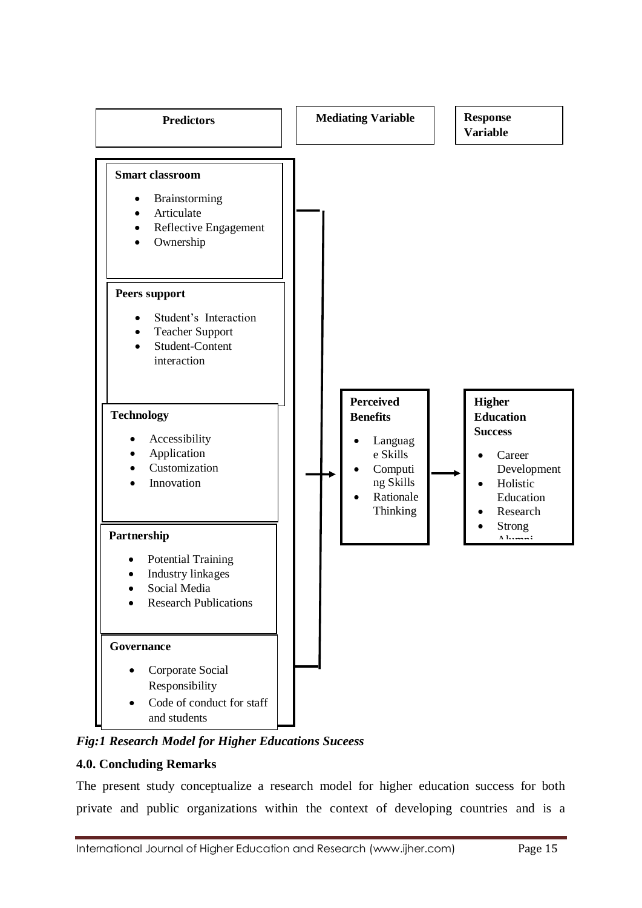**Predictors**

**Mediating Variable**

**Response Variable**

**Smart classroom**

- Brainstorming
- Articulate
- Reflective Engagement
- Ownership

**Peers support**

- Student's Interaction
- Teacher Support
- Student-Content interaction

**Technology**

- Accessibility
- Application
- Customization
- Innovation

**Partnership**

- Potential Training
- Industry linkages
- Social Media
- Research Publications

**Governance**

- Corporate Social Responsibility
- Code of conduct for staff and students

**Perceived Benefits**

- Language Skills
- Computing Skills
- Rationale Thinking

**Higher Education Success**

- Career Development
- Holistic Education
- Research
- Strong Alumni

*Fig:1 Research Model for Higher Educations Suceess*

## 4.0. Concluding Remarks

The present study conceptualize a research model for higher education success for both private and public organizations within the context of developing countries and is a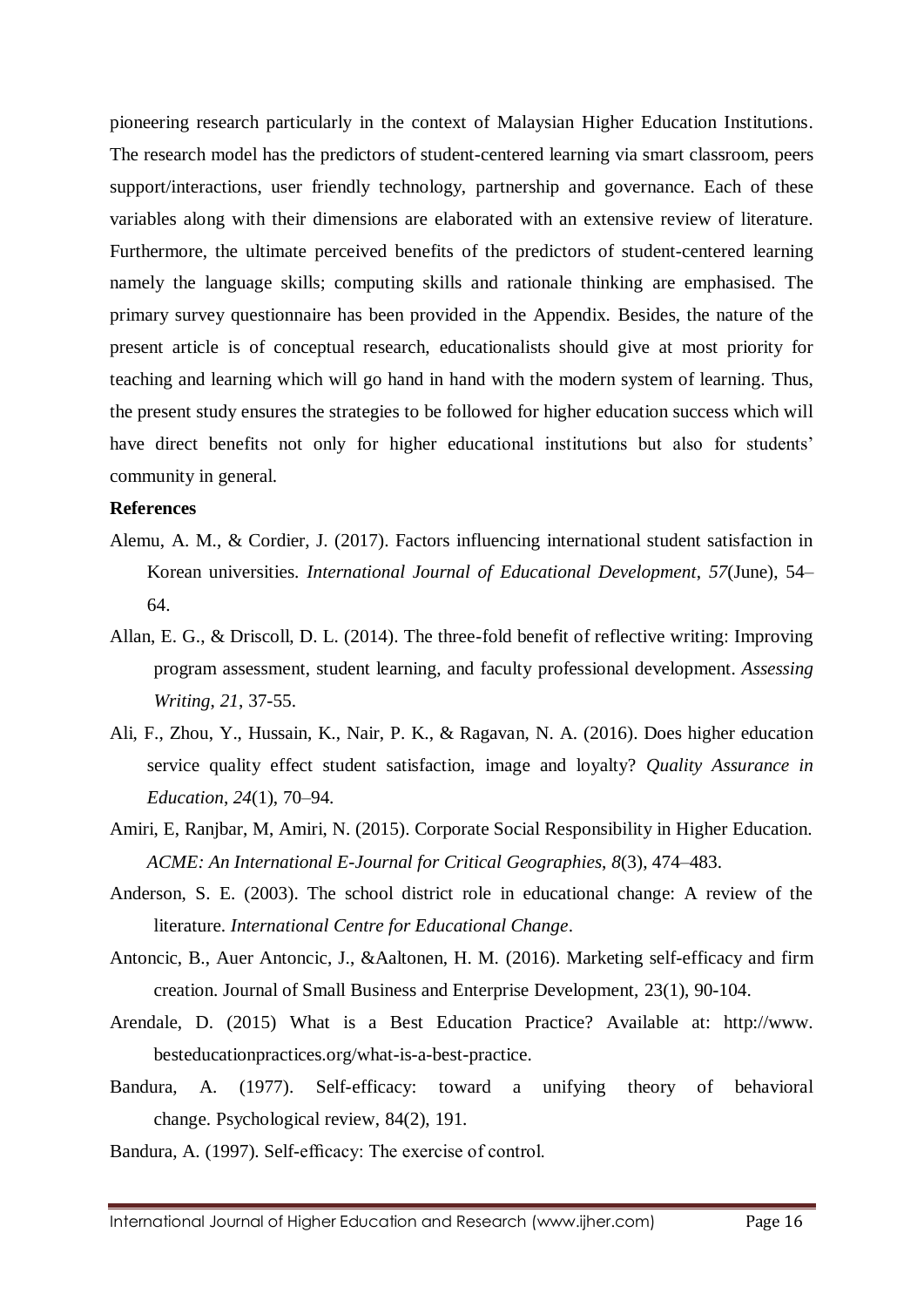pioneering research particularly in the context of Malaysian Higher Education Institutions. The research model has the predictors of student-centered learning via smart classroom, peers support/interactions, user friendly technology, partnership and governance. Each of these variables along with their dimensions are elaborated with an extensive review of literature. Furthermore, the ultimate perceived benefits of the predictors of student-centered learning namely the language skills; computing skills and rationale thinking are emphasised. The primary survey questionnaire has been provided in the Appendix. Besides, the nature of the present article is of conceptual research, educationalists should give at most priority for teaching and learning which will go hand in hand with the modern system of learning. Thus, the present study ensures the strategies to be followed for higher education success which will have direct benefits not only for higher educational institutions but also for students' community in general.

**References**

Alemu, A. M., & Cordier, J. (2017). Factors influencing international student satisfaction in Korean universities. *International Journal of Educational Development*, *57*(June), 54–64.

Allan, E. G., & Driscoll, D. L. (2014). The three-fold benefit of reflective writing: Improving program assessment, student learning, and faculty professional development. *Assessing Writing*, *21*, 37-55.

Ali, F., Zhou, Y., Hussain, K., Nair, P. K., & Ragavan, N. A. (2016). Does higher education service quality effect student satisfaction, image and loyalty? *Quality Assurance in Education*, *24*(1), 70–94.

Amiri, E, Ranjbar, M, Amiri, N. (2015). Corporate Social Responsibility in Higher Education. *ACME: An International E-Journal for Critical Geographies*, *8*(3), 474–483.

Anderson, S. E. (2003). The school district role in educational change: A review of the literature. *International Centre for Educational Change*.

Antoncic, B., Auer Antoncic, J., &Aaltonen, H. M. (2016). Marketing self-efficacy and firm creation. Journal of Small Business and Enterprise Development, 23(1), 90-104.

Arendale, D. (2015) What is a Best Education Practice? Available at: http://www. besteducationpractices.org/what-is-a-best-practice.

Bandura, A. (1977). Self-efficacy: toward a unifying theory of behavioral change. Psychological review, 84(2), 191.

Bandura, A. (1997). Self-efficacy: The exercise of control.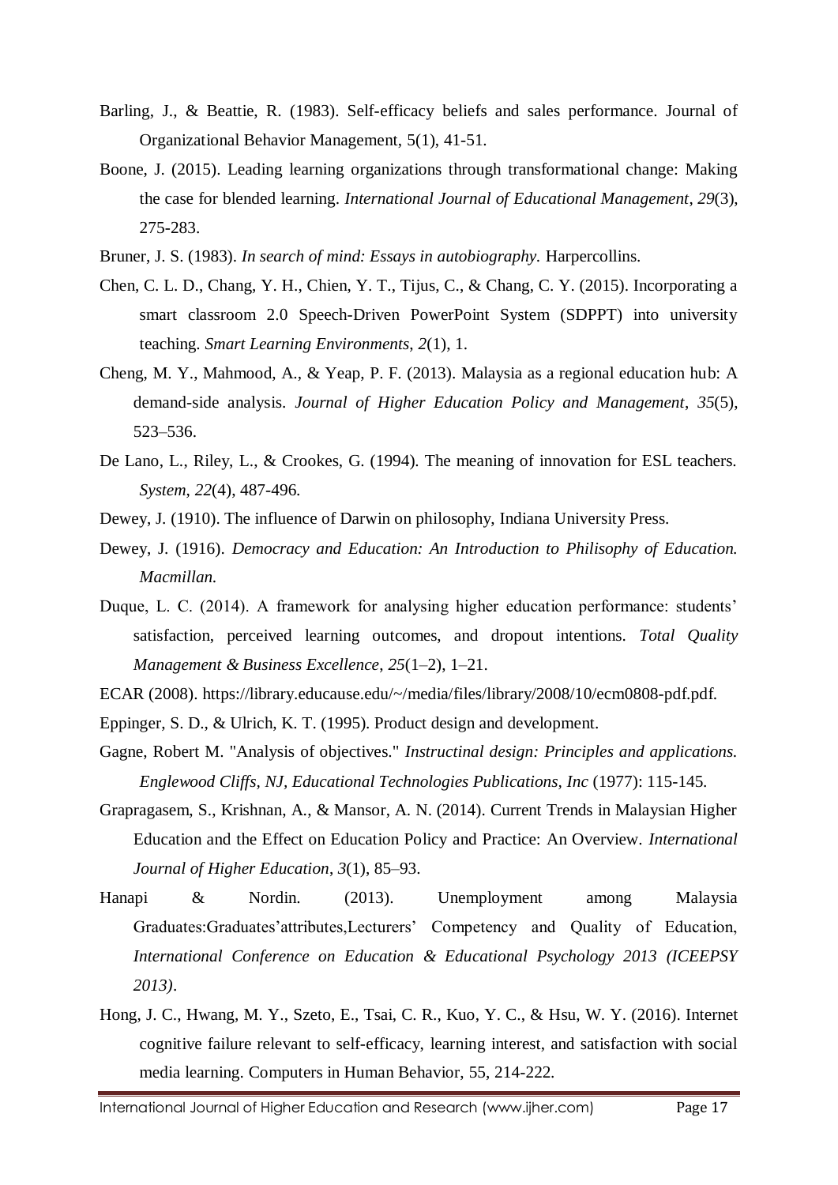Barling, J., & Beattie, R. (1983). Self-efficacy beliefs and sales performance. Journal of Organizational Behavior Management, 5(1), 41-51.

Boone, J. (2015). Leading learning organizations through transformational change: Making the case for blended learning. *International Journal of Educational Management*, *29*(3), 275-283.

Bruner, J. S. (1983). *In search of mind: Essays in autobiography.* Harpercollins.

Chen, C. L. D., Chang, Y. H., Chien, Y. T., Tijus, C., & Chang, C. Y. (2015). Incorporating a smart classroom 2.0 Speech-Driven PowerPoint System (SDPPT) into university teaching. *Smart Learning Environments*, *2*(1), 1.

Cheng, M. Y., Mahmood, A., & Yeap, P. F. (2013). Malaysia as a regional education hub: A demand-side analysis. *Journal of Higher Education Policy and Management*, *35*(5), 523–536.

De Lano, L., Riley, L., & Crookes, G. (1994). The meaning of innovation for ESL teachers. *System*, *22*(4), 487-496.

Dewey, J. (1910). The influence of Darwin on philosophy, Indiana University Press.

Dewey, J. (1916). *Democracy and Education: An Introduction to Philisophy of Education. Macmillan.*

Duque, L. C. (2014). A framework for analysing higher education performance: students' satisfaction, perceived learning outcomes, and dropout intentions. *Total Quality Management & Business Excellence*, *25*(1–2), 1–21.

ECAR (2008). https://library.educause.edu/~/media/files/library/2008/10/ecm0808-pdf.pdf.

Eppinger, S. D., & Ulrich, K. T. (1995). Product design and development.

Gagne, Robert M. "Analysis of objectives." *Instructinal design: Principles and applications. Englewood Cliffs, NJ, Educational Technologies Publications, Inc* (1977): 115-145.

Grapragasem, S., Krishnan, A., & Mansor, A. N. (2014). Current Trends in Malaysian Higher Education and the Effect on Education Policy and Practice: An Overview. *International Journal of Higher Education*, *3*(1), 85–93.

Hanapi & Nordin. (2013). Unemployment among Malaysia Graduates:Graduates'attributes,Lecturers' Competency and Quality of Education, *International Conference on Education & Educational Psychology 2013 (ICEEPSY 2013)*.

Hong, J. C., Hwang, M. Y., Szeto, E., Tsai, C. R., Kuo, Y. C., & Hsu, W. Y. (2016). Internet cognitive failure relevant to self-efficacy, learning interest, and satisfaction with social media learning. Computers in Human Behavior, 55, 214-222.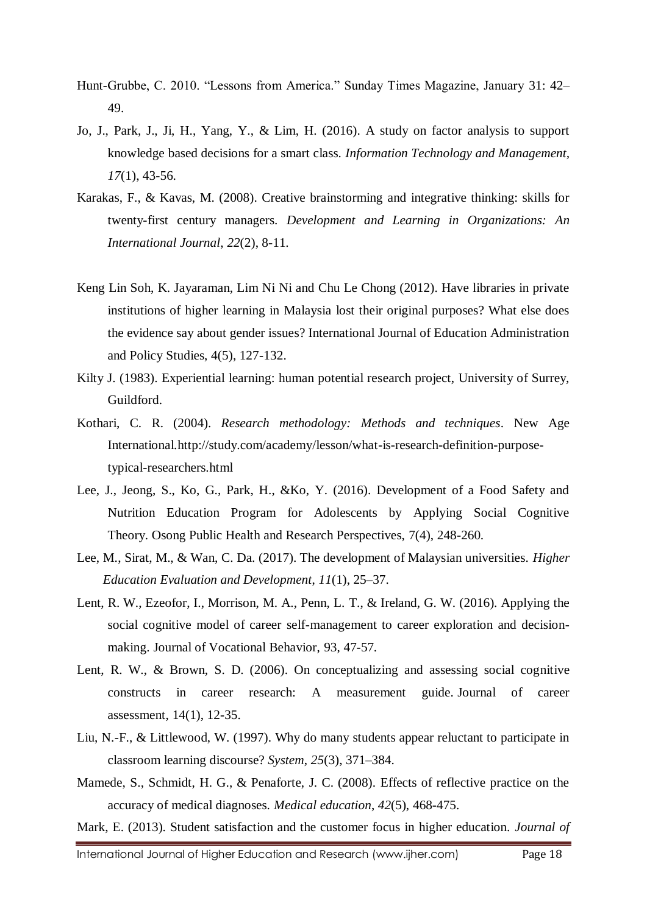Hunt-Grubbe, C. 2010. "Lessons from America." Sunday Times Magazine, January 31: 42–49.

Jo, J., Park, J., Ji, H., Yang, Y., & Lim, H. (2016). A study on factor analysis to support knowledge based decisions for a smart class. *Information Technology and Management*, *17*(1), 43-56.

Karakas, F., & Kavas, M. (2008). Creative brainstorming and integrative thinking: skills for twenty-first century managers. *Development and Learning in Organizations: An International Journal*, *22*(2), 8-11.

Keng Lin Soh, K. Jayaraman, Lim Ni Ni and Chu Le Chong (2012). Have libraries in private institutions of higher learning in Malaysia lost their original purposes? What else does the evidence say about gender issues? International Journal of Education Administration and Policy Studies, 4(5), 127-132.

Kilty J. (1983). Experiential learning: human potential research project, University of Surrey, Guildford.

Kothari, C. R. (2004). *Research methodology: Methods and techniques*. New Age International.http://study.com/academy/lesson/what-is-research-definition-purpose-typical-researchers.html

Lee, J., Jeong, S., Ko, G., Park, H., &Ko, Y. (2016). Development of a Food Safety and Nutrition Education Program for Adolescents by Applying Social Cognitive Theory. Osong Public Health and Research Perspectives, 7(4), 248-260.

Lee, M., Sirat, M., & Wan, C. Da. (2017). The development of Malaysian universities. *Higher Education Evaluation and Development*, *11*(1), 25–37.

Lent, R. W., Ezeofor, I., Morrison, M. A., Penn, L. T., & Ireland, G. W. (2016). Applying the social cognitive model of career self-management to career exploration and decision-making. Journal of Vocational Behavior, 93, 47-57.

Lent, R. W., & Brown, S. D. (2006). On conceptualizing and assessing social cognitive constructs in career research: A measurement guide. Journal of career assessment, 14(1), 12-35.

Liu, N.-F., & Littlewood, W. (1997). Why do many students appear reluctant to participate in classroom learning discourse? *System*, *25*(3), 371–384.

Mamede, S., Schmidt, H. G., & Penaforte, J. C. (2008). Effects of reflective practice on the accuracy of medical diagnoses. *Medical education*, *42*(5), 468-475.

Mark, E. (2013). Student satisfaction and the customer focus in higher education. *Journal of*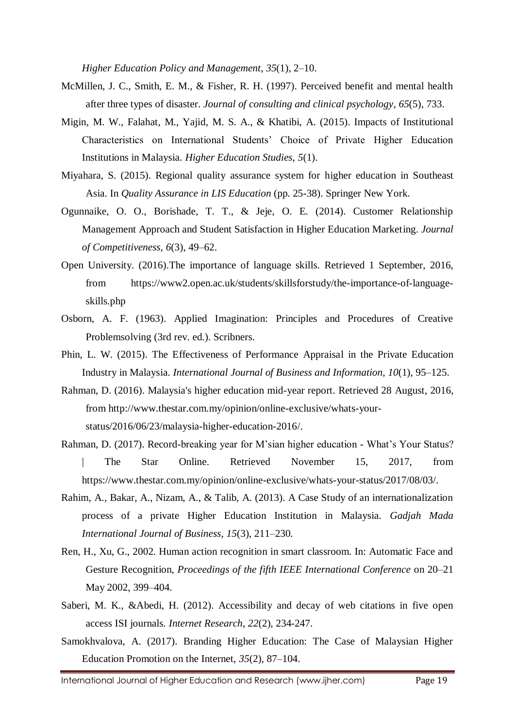*Higher Education Policy and Management*, *35*(1), 2–10.

McMillen, J. C., Smith, E. M., & Fisher, R. H. (1997). Perceived benefit and mental health after three types of disaster. *Journal of consulting and clinical psychology*, *65*(5), 733.

Migin, M. W., Falahat, M., Yajid, M. S. A., & Khatibi, A. (2015). Impacts of Institutional Characteristics on International Students' Choice of Private Higher Education Institutions in Malaysia. *Higher Education Studies*, *5*(1).

Miyahara, S. (2015). Regional quality assurance system for higher education in Southeast Asia. In *Quality Assurance in LIS Education* (pp. 25-38). Springer New York.

Ogunnaike, O. O., Borishade, T. T., & Jeje, O. E. (2014). Customer Relationship Management Approach and Student Satisfaction in Higher Education Marketing. *Journal of Competitiveness*, *6*(3), 49–62.

Open University. (2016).The importance of language skills. Retrieved 1 September, 2016, from https://www2.open.ac.uk/students/skillsforstudy/the-importance-of-language-skills.php

Osborn, A. F. (1963). Applied Imagination: Principles and Procedures of Creative Problemsolving (3rd rev. ed.). Scribners.

Phin, L. W. (2015). The Effectiveness of Performance Appraisal in the Private Education Industry in Malaysia. *International Journal of Business and Information*, *10*(1), 95–125.

Rahman, D. (2016). Malaysia's higher education mid-year report. Retrieved 28 August, 2016, from http://www.thestar.com.my/opinion/online-exclusive/whats-your-status/2016/06/23/malaysia-higher-education-2016/.

Rahman, D. (2017). Record-breaking year for M'sian higher education - What's Your Status? | The Star Online. Retrieved November 15, 2017, from https://www.thestar.com.my/opinion/online-exclusive/whats-your-status/2017/08/03/.

Rahim, A., Bakar, A., Nizam, A., & Talib, A. (2013). A Case Study of an internationalization process of a private Higher Education Institution in Malaysia. *Gadjah Mada International Journal of Business*, *15*(3), 211–230.

Ren, H., Xu, G., 2002. Human action recognition in smart classroom. In: Automatic Face and Gesture Recognition, *Proceedings of the fifth IEEE International Conference* on 20–21 May 2002, 399–404.

Saberi, M. K., &Abedi, H. (2012). Accessibility and decay of web citations in five open access ISI journals. *Internet Research*, *22*(2), 234-247.

Samokhvalova, A. (2017). Branding Higher Education: The Case of Malaysian Higher Education Promotion on the Internet, *35*(2), 87–104.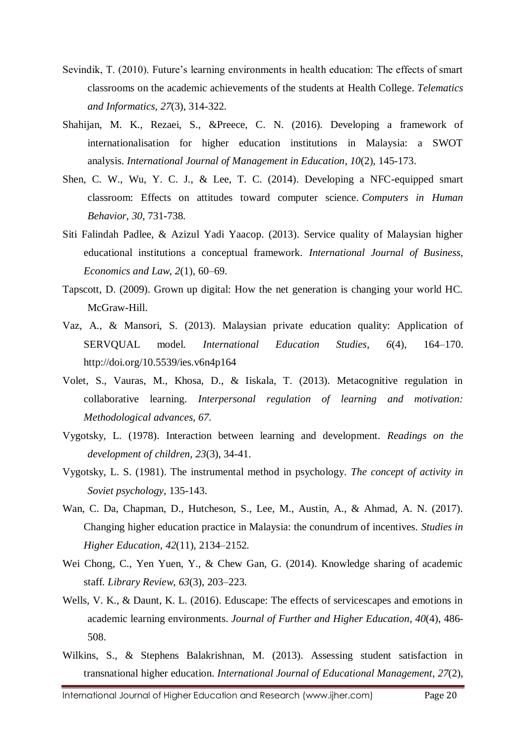Sevindik, T. (2010). Future's learning environments in health education: The effects of smart classrooms on the academic achievements of the students at Health College. *Telematics and Informatics*, *27*(3), 314-322.

Shahijan, M. K., Rezaei, S., &Preece, C. N. (2016). Developing a framework of internationalisation for higher education institutions in Malaysia: a SWOT analysis. *International Journal of Management in Education*, *10*(2), 145-173.

Shen, C. W., Wu, Y. C. J., & Lee, T. C. (2014). Developing a NFC-equipped smart classroom: Effects on attitudes toward computer science. *Computers in Human Behavior*, *30*, 731-738.

Siti Falindah Padlee, & Azizul Yadi Yaacop. (2013). Service quality of Malaysian higher educational institutions a conceptual framework. *International Journal of Business, Economics and Law*, *2*(1), 60–69.

Tapscott, D. (2009). Grown up digital: How the net generation is changing your world HC. McGraw-Hill.

Vaz, A., & Mansori, S. (2013). Malaysian private education quality: Application of SERVQUAL model. *International Education Studies*, *6*(4), 164–170. http://doi.org/10.5539/ies.v6n4p164

Volet, S., Vauras, M., Khosa, D., & Iiskala, T. (2013). Metacognitive regulation in collaborative learning. *Interpersonal regulation of learning and motivation: Methodological advances*, *67*.

Vygotsky, L. (1978). Interaction between learning and development. *Readings on the development of children*, *23*(3), 34-41.

Vygotsky, L. S. (1981). The instrumental method in psychology. *The concept of activity in Soviet psychology*, 135-143.

Wan, C. Da, Chapman, D., Hutcheson, S., Lee, M., Austin, A., & Ahmad, A. N. (2017). Changing higher education practice in Malaysia: the conundrum of incentives. *Studies in Higher Education*, *42*(11), 2134–2152.

Wei Chong, C., Yen Yuen, Y., & Chew Gan, G. (2014). Knowledge sharing of academic staff. *Library Review*, *63*(3), 203–223.

Wells, V. K., & Daunt, K. L. (2016). Eduscape: The effects of servicescapes and emotions in academic learning environments. *Journal of Further and Higher Education*, *40*(4), 486-508.

Wilkins, S., & Stephens Balakrishnan, M. (2013). Assessing student satisfaction in transnational higher education. *International Journal of Educational Management*, *27*(2),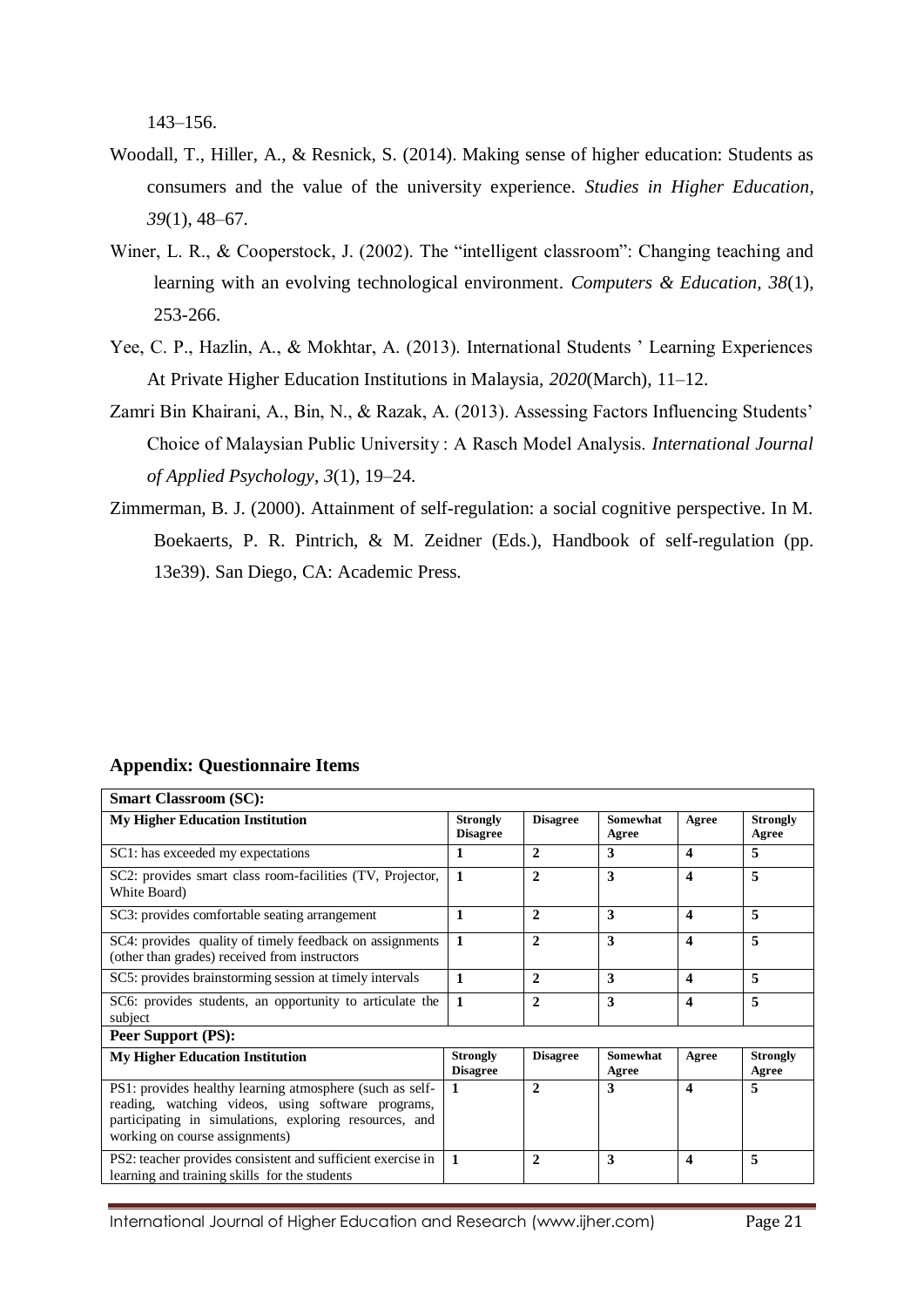143–156.

Woodall, T., Hiller, A., & Resnick, S. (2014). Making sense of higher education: Students as consumers and the value of the university experience. *Studies in Higher Education*, *39*(1), 48–67.

Winer, L. R., & Cooperstock, J. (2002). The "intelligent classroom": Changing teaching and learning with an evolving technological environment. *Computers & Education, 38*(1), 253-266.

Yee, C. P., Hazlin, A., & Mokhtar, A. (2013). International Students ' Learning Experiences At Private Higher Education Institutions in Malaysia, *2020*(March), 11–12.

Zamri Bin Khairani, A., Bin, N., & Razak, A. (2013). Assessing Factors Influencing Students' Choice of Malaysian Public University : A Rasch Model Analysis. *International Journal of Applied Psychology*, *3*(1), 19–24.

Zimmerman, B. J. (2000). Attainment of self-regulation: a social cognitive perspective. In M. Boekaerts, P. R. Pintrich, & M. Zeidner (Eds.), Handbook of self-regulation (pp. 13e39). San Diego, CA: Academic Press.

## Appendix: Questionnaire Items

| **Smart Classroom (SC):** | | | | | |
|---|---|---|---|---|---|
| **My Higher Education Institution** | **Strongly Disagree** | **Disagree** | **Somewhat Agree** | **Agree** | **Strongly Agree** |
| SC1: has exceeded my expectations | **1** | **2** | **3** | **4** | **5** |
| SC2: provides smart class room-facilities (TV, Projector, White Board) | **1** | **2** | **3** | **4** | **5** |
| SC3: provides comfortable seating arrangement | **1** | **2** | **3** | **4** | **5** |
| SC4: provides quality of timely feedback on assignments (other than grades) received from instructors | **1** | **2** | **3** | **4** | **5** |
| SC5: provides brainstorming session at timely intervals | **1** | **2** | **3** | **4** | **5** |
| SC6: provides students, an opportunity to articulate the subject | **1** | **2** | **3** | **4** | **5** |
| **Peer Support (PS):** | | | | | |
| **My Higher Education Institution** | **Strongly Disagree** | **Disagree** | **Somewhat Agree** | **Agree** | **Strongly Agree** |
| PS1: provides healthy learning atmosphere (such as self-reading, watching videos, using software programs, participating in simulations, exploring resources, and working on course assignments) | **1** | **2** | **3** | **4** | **5** |
| PS2: teacher provides consistent and sufficient exercise in learning and training skills for the students | **1** | **2** | **3** | **4** | **5** |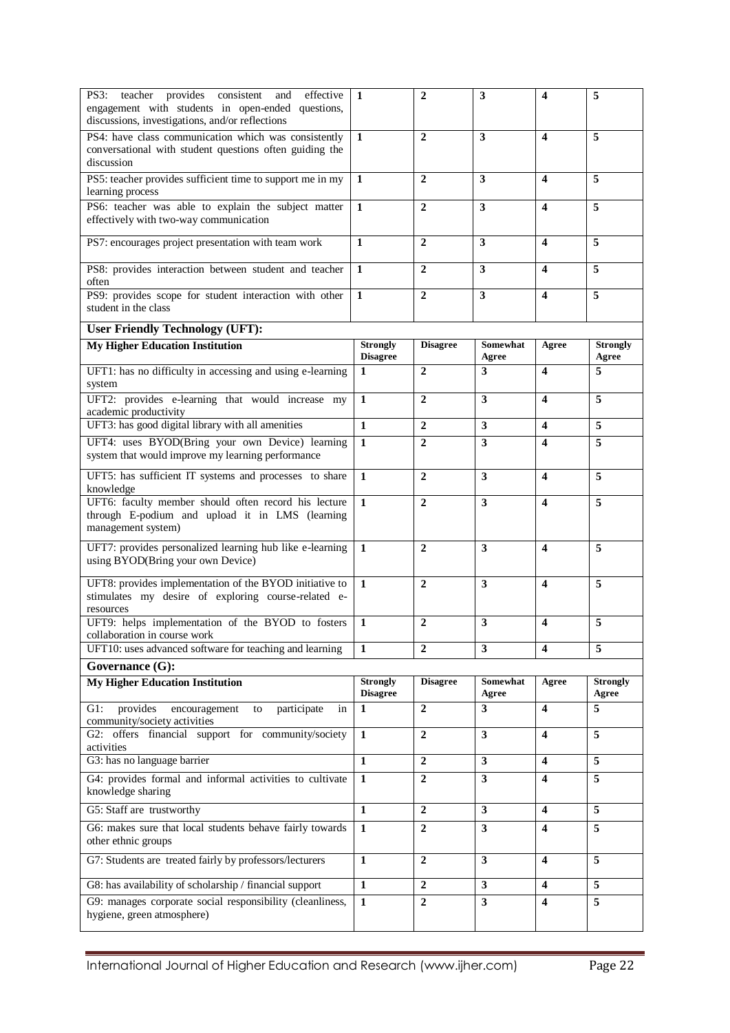| PS3: teacher provides consistent and effective engagement with students in open-ended questions, discussions, investigations, and/or reflections | **1** | **2** | **3** | **4** | **5** |
|---|---|---|---|---|---|
| PS4: have class communication which was consistently conversational with student questions often guiding the discussion | **1** | **2** | **3** | **4** | **5** |
| PS5: teacher provides sufficient time to support me in my learning process | **1** | **2** | **3** | **4** | **5** |
| PS6: teacher was able to explain the subject matter effectively with two-way communication | **1** | **2** | **3** | **4** | **5** |
| PS7: encourages project presentation with team work | **1** | **2** | **3** | **4** | **5** |
| PS8: provides interaction between student and teacher often | **1** | **2** | **3** | **4** | **5** |
| PS9: provides scope for student interaction with other student in the class | **1** | **2** | **3** | **4** | **5** |

**User Friendly Technology (UFT):**

| **My Higher Education Institution** | **Strongly Disagree** | **Disagree** | **Somewhat Agree** | **Agree** | **Strongly Agree** |
|---|---|---|---|---|---|
| UFT1: has no difficulty in accessing and using e-learning system | **1** | **2** | **3** | **4** | **5** |
| UFT2: provides e-learning that would increase my academic productivity | **1** | **2** | **3** | **4** | **5** |
| UFT3: has good digital library with all amenities | **1** | **2** | **3** | **4** | **5** |
| UFT4: uses BYOD(Bring your own Device) learning system that would improve my learning performance | **1** | **2** | **3** | **4** | **5** |
| UFT5: has sufficient IT systems and processes to share knowledge | **1** | **2** | **3** | **4** | **5** |
| UFT6: faculty member should often record his lecture through E-podium and upload it in LMS (learning management system) | **1** | **2** | **3** | **4** | **5** |
| UFT7: provides personalized learning hub like e-learning using BYOD(Bring your own Device) | **1** | **2** | **3** | **4** | **5** |
| UFT8: provides implementation of the BYOD initiative to stimulates my desire of exploring course-related e-resources | **1** | **2** | **3** | **4** | **5** |
| UFT9: helps implementation of the BYOD to fosters collaboration in course work | **1** | **2** | **3** | **4** | **5** |
| UFT10: uses advanced software for teaching and learning | **1** | **2** | **3** | **4** | **5** |

**Governance (G):**

| **My Higher Education Institution** | **Strongly Disagree** | **Disagree** | **Somewhat Agree** | **Agree** | **Strongly Agree** |
|---|---|---|---|---|---|
| G1: provides encouragement to participate in community/society activities | **1** | **2** | **3** | **4** | **5** |
| G2: offers financial support for community/society activities | **1** | **2** | **3** | **4** | **5** |
| G3: has no language barrier | **1** | **2** | **3** | **4** | **5** |
| G4: provides formal and informal activities to cultivate knowledge sharing | **1** | **2** | **3** | **4** | **5** |
| G5: Staff are trustworthy | **1** | **2** | **3** | **4** | **5** |
| G6: makes sure that local students behave fairly towards other ethnic groups | **1** | **2** | **3** | **4** | **5** |
| G7: Students are treated fairly by professors/lecturers | **1** | **2** | **3** | **4** | **5** |
| G8: has availability of scholarship / financial support | **1** | **2** | **3** | **4** | **5** |
| G9: manages corporate social responsibility (cleanliness, hygiene, green atmosphere) | **1** | **2** | **3** | **4** | **5** |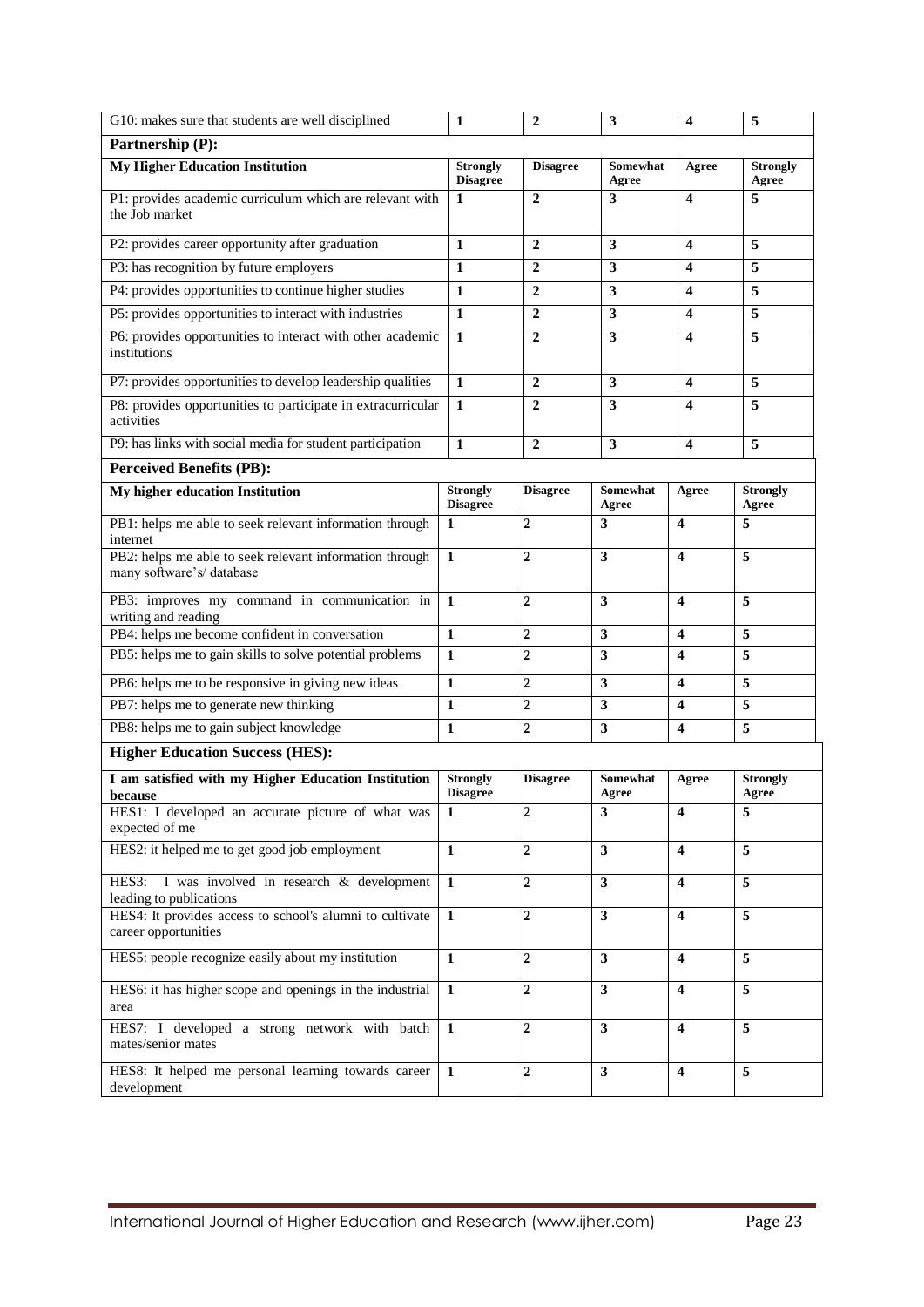| | | | | | |
|---|---|---|---|---|---|
| G10: makes sure that students are well disciplined | 1 | 2 | 3 | 4 | 5 |

**Partnership (P):**

| My Higher Education Institution | Strongly Disagree | Disagree | Somewhat Agree | Agree | Strongly Agree |
|---|---|---|---|---|---|
| P1: provides academic curriculum which are relevant with the Job market | 1 | 2 | 3 | 4 | 5 |
| P2: provides career opportunity after graduation | 1 | 2 | 3 | 4 | 5 |
| P3: has recognition by future employers | 1 | 2 | 3 | 4 | 5 |
| P4: provides opportunities to continue higher studies | 1 | 2 | 3 | 4 | 5 |
| P5: provides opportunities to interact with industries | 1 | 2 | 3 | 4 | 5 |
| P6: provides opportunities to interact with other academic institutions | 1 | 2 | 3 | 4 | 5 |
| P7: provides opportunities to develop leadership qualities | 1 | 2 | 3 | 4 | 5 |
| P8: provides opportunities to participate in extracurricular activities | 1 | 2 | 3 | 4 | 5 |
| P9: has links with social media for student participation | 1 | 2 | 3 | 4 | 5 |

**Perceived Benefits (PB):**

| My higher education Institution | Strongly Disagree | Disagree | Somewhat Agree | Agree | Strongly Agree |
|---|---|---|---|---|---|
| PB1: helps me able to seek relevant information through internet | 1 | 2 | 3 | 4 | 5 |
| PB2: helps me able to seek relevant information through many software's/ database | 1 | 2 | 3 | 4 | 5 |
| PB3: improves my command in communication in writing and reading | 1 | 2 | 3 | 4 | 5 |
| PB4: helps me become confident in conversation | 1 | 2 | 3 | 4 | 5 |
| PB5: helps me to gain skills to solve potential problems | 1 | 2 | 3 | 4 | 5 |
| PB6: helps me to be responsive in giving new ideas | 1 | 2 | 3 | 4 | 5 |
| PB7: helps me to generate new thinking | 1 | 2 | 3 | 4 | 5 |
| PB8: helps me to gain subject knowledge | 1 | 2 | 3 | 4 | 5 |

**Higher Education Success (HES):**

| I am satisfied with my Higher Education Institution because | Strongly Disagree | Disagree | Somewhat Agree | Agree | Strongly Agree |
|---|---|---|---|---|---|
| HES1: I developed an accurate picture of what was expected of me | 1 | 2 | 3 | 4 | 5 |
| HES2: it helped me to get good job employment | 1 | 2 | 3 | 4 | 5 |
| HES3: I was involved in research & development leading to publications | 1 | 2 | 3 | 4 | 5 |
| HES4: It provides access to school's alumni to cultivate career opportunities | 1 | 2 | 3 | 4 | 5 |
| HES5: people recognize easily about my institution | 1 | 2 | 3 | 4 | 5 |
| HES6: it has higher scope and openings in the industrial area | 1 | 2 | 3 | 4 | 5 |
| HES7: I developed a strong network with batch mates/senior mates | 1 | 2 | 3 | 4 | 5 |
| HES8: It helped me personal learning towards career development | 1 | 2 | 3 | 4 | 5 |